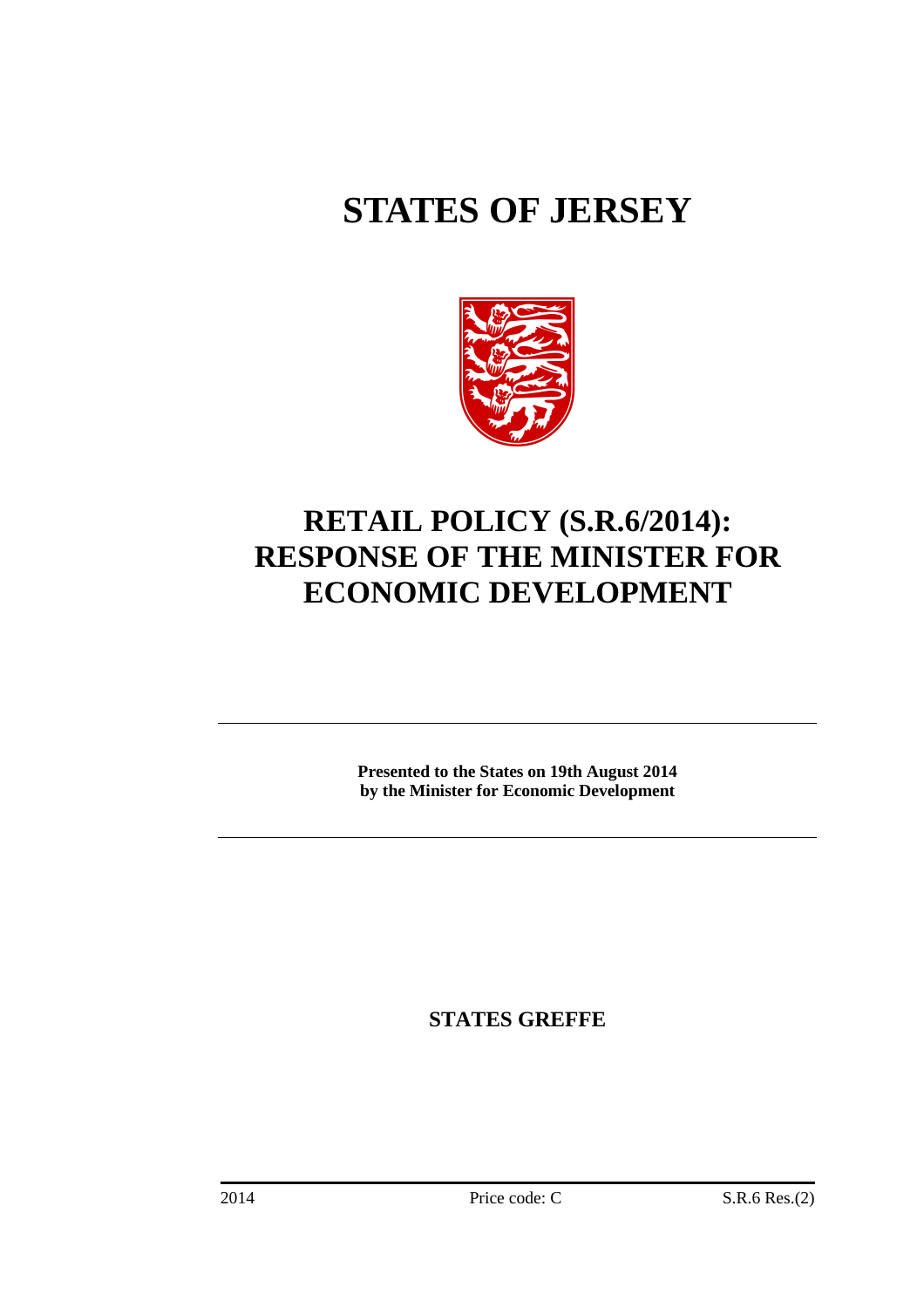# STATES OF JERSEY

# RETAIL POLICY (S.R.6/2014): RESPONSE OF THE MINISTER FOR ECONOMIC DEVELOPMENT

**Presented to the States on 19th August 2014**
**by the Minister for Economic Development**

**STATES GREFFE**

2014 Price code: C S.R.6 Res.(2)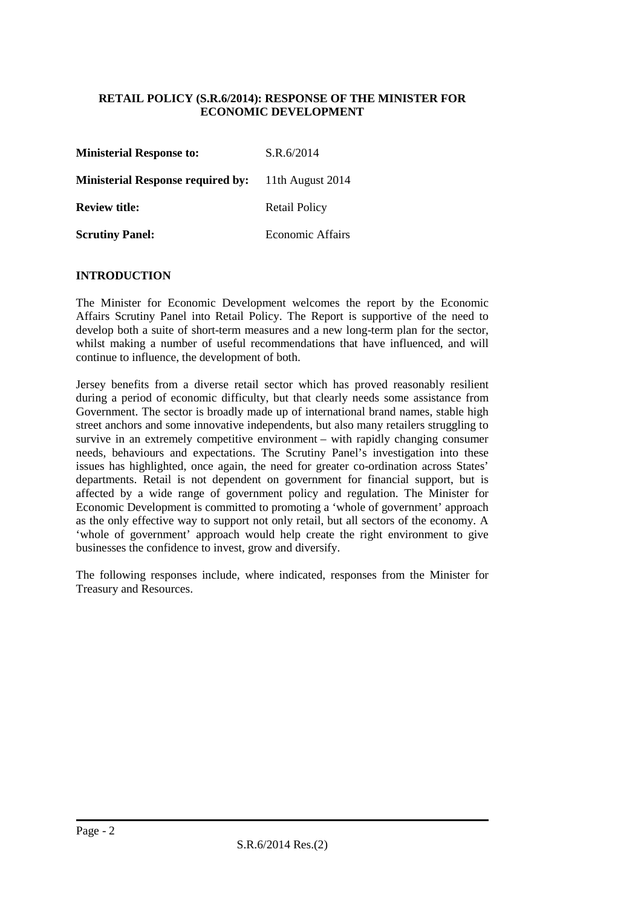**RETAIL POLICY (S.R.6/2014): RESPONSE OF THE MINISTER FOR ECONOMIC DEVELOPMENT**

| | |
|---|---|
| **Ministerial Response to:** | S.R.6/2014 |
| **Ministerial Response required by:** | 11th August 2014 |
| **Review title:** | Retail Policy |
| **Scrutiny Panel:** | Economic Affairs |

## INTRODUCTION

The Minister for Economic Development welcomes the report by the Economic Affairs Scrutiny Panel into Retail Policy. The Report is supportive of the need to develop both a suite of short-term measures and a new long-term plan for the sector, whilst making a number of useful recommendations that have influenced, and will continue to influence, the development of both.

Jersey benefits from a diverse retail sector which has proved reasonably resilient during a period of economic difficulty, but that clearly needs some assistance from Government. The sector is broadly made up of international brand names, stable high street anchors and some innovative independents, but also many retailers struggling to survive in an extremely competitive environment – with rapidly changing consumer needs, behaviours and expectations. The Scrutiny Panel's investigation into these issues has highlighted, once again, the need for greater co-ordination across States' departments. Retail is not dependent on government for financial support, but is affected by a wide range of government policy and regulation. The Minister for Economic Development is committed to promoting a 'whole of government' approach as the only effective way to support not only retail, but all sectors of the economy. A 'whole of government' approach would help create the right environment to give businesses the confidence to invest, grow and diversify.

The following responses include, where indicated, responses from the Minister for Treasury and Resources.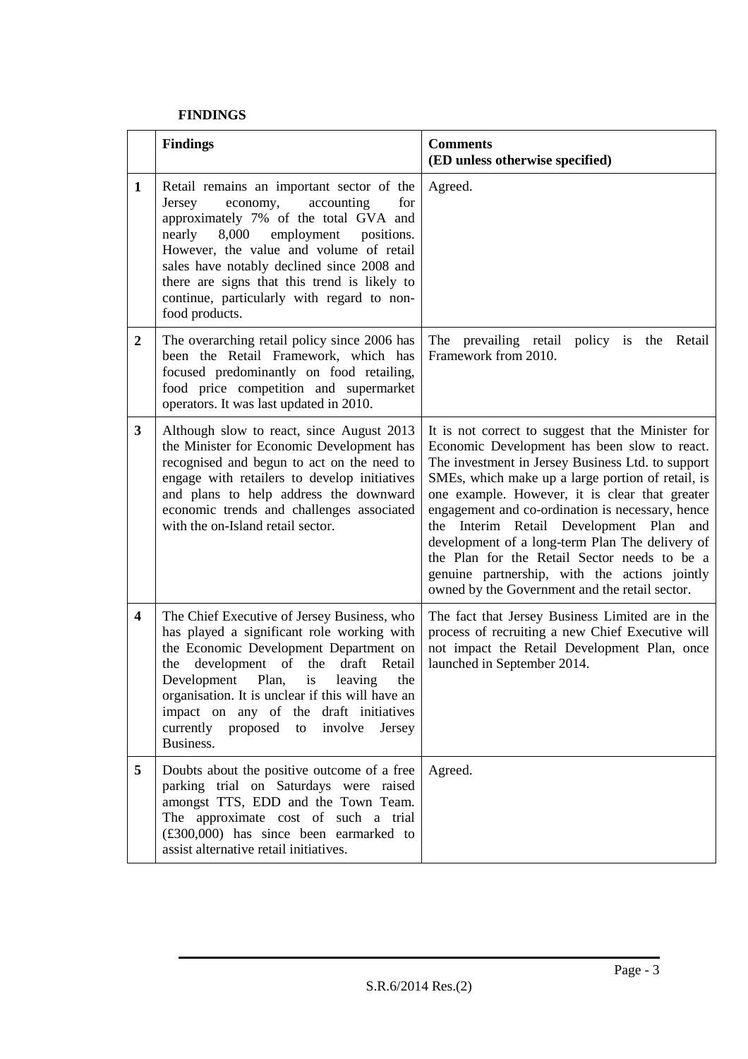**FINDINGS**

| | **Findings** | **Comments (ED unless otherwise specified)** |
|---|---|---|
| **1** | Retail remains an important sector of the Jersey economy, accounting for approximately 7% of the total GVA and nearly 8,000 employment positions. However, the value and volume of retail sales have notably declined since 2008 and there are signs that this trend is likely to continue, particularly with regard to non-food products. | Agreed. |
| **2** | The overarching retail policy since 2006 has been the Retail Framework, which has focused predominantly on food retailing, food price competition and supermarket operators. It was last updated in 2010. | The prevailing retail policy is the Retail Framework from 2010. |
| **3** | Although slow to react, since August 2013 the Minister for Economic Development has recognised and begun to act on the need to engage with retailers to develop initiatives and plans to help address the downward economic trends and challenges associated with the on-Island retail sector. | It is not correct to suggest that the Minister for Economic Development has been slow to react. The investment in Jersey Business Ltd. to support SMEs, which make up a large portion of retail, is one example. However, it is clear that greater engagement and co-ordination is necessary, hence the Interim Retail Development Plan and development of a long-term Plan The delivery of the Plan for the Retail Sector needs to be a genuine partnership, with the actions jointly owned by the Government and the retail sector. |
| **4** | The Chief Executive of Jersey Business, who has played a significant role working with the Economic Development Department on the development of the draft Retail Development Plan, is leaving the organisation. It is unclear if this will have an impact on any of the draft initiatives currently proposed to involve Jersey Business. | The fact that Jersey Business Limited are in the process of recruiting a new Chief Executive will not impact the Retail Development Plan, once launched in September 2014. |
| **5** | Doubts about the positive outcome of a free parking trial on Saturdays were raised amongst TTS, EDD and the Town Team. The approximate cost of such a trial (£300,000) has since been earmarked to assist alternative retail initiatives. | Agreed. |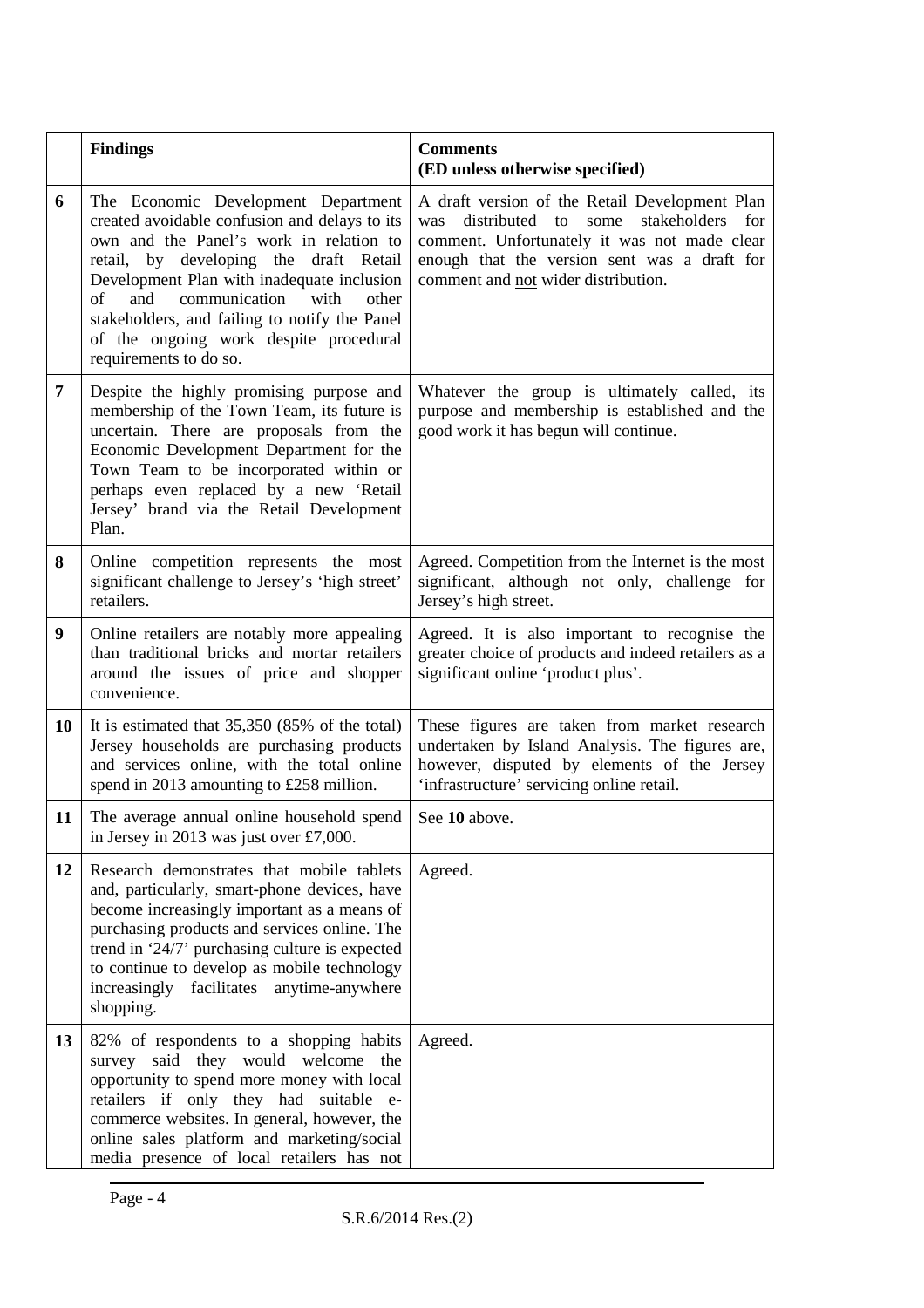| | **Findings** | **Comments (ED unless otherwise specified)** |
|---|---|---|
| **6** | The Economic Development Department created avoidable confusion and delays to its own and the Panel's work in relation to retail, by developing the draft Retail Development Plan with inadequate inclusion of and communication with other stakeholders, and failing to notify the Panel of the ongoing work despite procedural requirements to do so. | A draft version of the Retail Development Plan was distributed to some stakeholders for comment. Unfortunately it was not made clear enough that the version sent was a draft for comment and not wider distribution. |
| **7** | Despite the highly promising purpose and membership of the Town Team, its future is uncertain. There are proposals from the Economic Development Department for the Town Team to be incorporated within or perhaps even replaced by a new 'Retail Jersey' brand via the Retail Development Plan. | Whatever the group is ultimately called, its purpose and membership is established and the good work it has begun will continue. |
| **8** | Online competition represents the most significant challenge to Jersey's 'high street' retailers. | Agreed. Competition from the Internet is the most significant, although not only, challenge for Jersey's high street. |
| **9** | Online retailers are notably more appealing than traditional bricks and mortar retailers around the issues of price and shopper convenience. | Agreed. It is also important to recognise the greater choice of products and indeed retailers as a significant online 'product plus'. |
| **10** | It is estimated that 35,350 (85% of the total) Jersey households are purchasing products and services online, with the total online spend in 2013 amounting to £258 million. | These figures are taken from market research undertaken by Island Analysis. The figures are, however, disputed by elements of the Jersey 'infrastructure' servicing online retail. |
| **11** | The average annual online household spend in Jersey in 2013 was just over £7,000. | See **10** above. |
| **12** | Research demonstrates that mobile tablets and, particularly, smart-phone devices, have become increasingly important as a means of purchasing products and services online. The trend in '24/7' purchasing culture is expected to continue to develop as mobile technology increasingly facilitates anytime-anywhere shopping. | Agreed. |
| **13** | 82% of respondents to a shopping habits survey said they would welcome the opportunity to spend more money with local retailers if only they had suitable e-commerce websites. In general, however, the online sales platform and marketing/social media presence of local retailers has not | Agreed. |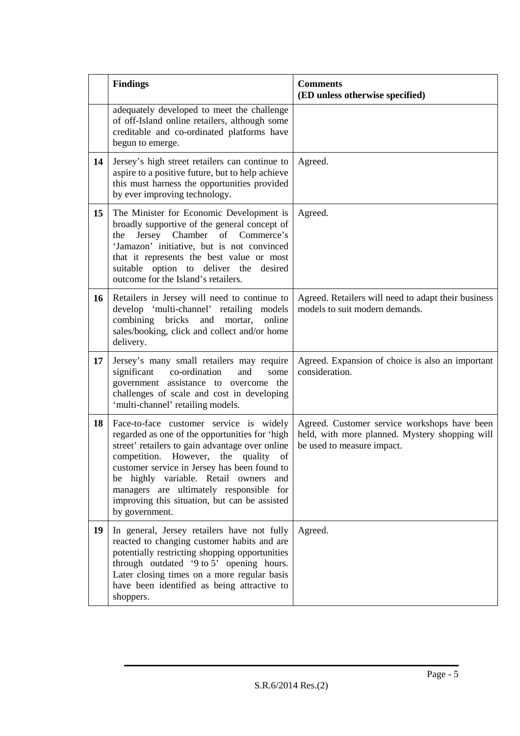|  | **Findings** | **Comments (ED unless otherwise specified)** |
|---|---|---|
|  | adequately developed to meet the challenge of off-Island online retailers, although some creditable and co-ordinated platforms have begun to emerge. |  |
| **14** | Jersey's high street retailers can continue to aspire to a positive future, but to help achieve this must harness the opportunities provided by ever improving technology. | Agreed. |
| **15** | The Minister for Economic Development is broadly supportive of the general concept of the Jersey Chamber of Commerce's 'Jamazon' initiative, but is not convinced that it represents the best value or most suitable option to deliver the desired outcome for the Island's retailers. | Agreed. |
| **16** | Retailers in Jersey will need to continue to develop 'multi-channel' retailing models combining bricks and mortar, online sales/booking, click and collect and/or home delivery. | Agreed. Retailers will need to adapt their business models to suit modern demands. |
| **17** | Jersey's many small retailers may require significant co-ordination and some government assistance to overcome the challenges of scale and cost in developing 'multi-channel' retailing models. | Agreed. Expansion of choice is also an important consideration. |
| **18** | Face-to-face customer service is widely regarded as one of the opportunities for 'high street' retailers to gain advantage over online competition. However, the quality of customer service in Jersey has been found to be highly variable. Retail owners and managers are ultimately responsible for improving this situation, but can be assisted by government. | Agreed. Customer service workshops have been held, with more planned. Mystery shopping will be used to measure impact. |
| **19** | In general, Jersey retailers have not fully reacted to changing customer habits and are potentially restricting shopping opportunities through outdated '9 to 5' opening hours. Later closing times on a more regular basis have been identified as being attractive to shoppers. | Agreed. |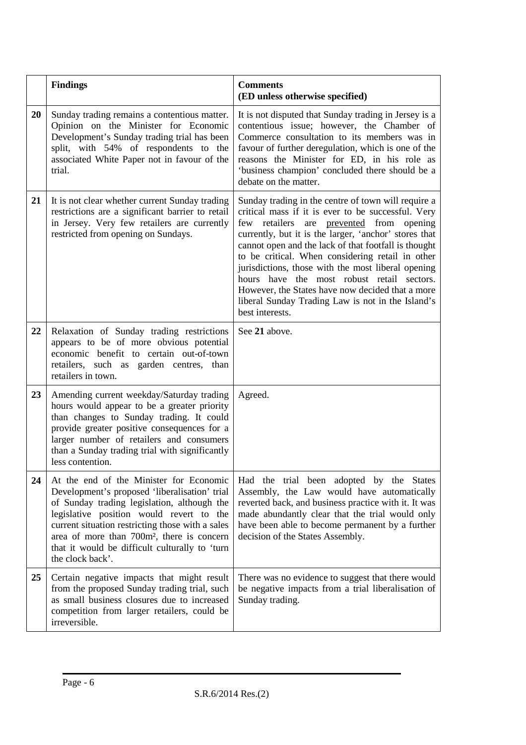| | **Findings** | **Comments (ED unless otherwise specified)** |
|---|---|---|
| **20** | Sunday trading remains a contentious matter. Opinion on the Minister for Economic Development's Sunday trading trial has been split, with 54% of respondents to the associated White Paper not in favour of the trial. | It is not disputed that Sunday trading in Jersey is a contentious issue; however, the Chamber of Commerce consultation to its members was in favour of further deregulation, which is one of the reasons the Minister for ED, in his role as 'business champion' concluded there should be a debate on the matter. |
| **21** | It is not clear whether current Sunday trading restrictions are a significant barrier to retail in Jersey. Very few retailers are currently restricted from opening on Sundays. | Sunday trading in the centre of town will require a critical mass if it is ever to be successful. Very few retailers are <u>prevented</u> from opening currently, but it is the larger, 'anchor' stores that cannot open and the lack of that footfall is thought to be critical. When considering retail in other jurisdictions, those with the most liberal opening hours have the most robust retail sectors. However, the States have now decided that a more liberal Sunday Trading Law is not in the Island's best interests. |
| **22** | Relaxation of Sunday trading restrictions appears to be of more obvious potential economic benefit to certain out-of-town retailers, such as garden centres, than retailers in town. | See **21** above. |
| **23** | Amending current weekday/Saturday trading hours would appear to be a greater priority than changes to Sunday trading. It could provide greater positive consequences for a larger number of retailers and consumers than a Sunday trading trial with significantly less contention. | Agreed. |
| **24** | At the end of the Minister for Economic Development's proposed 'liberalisation' trial of Sunday trading legislation, although the legislative position would revert to the current situation restricting those with a sales area of more than 700m², there is concern that it would be difficult culturally to 'turn the clock back'. | Had the trial been adopted by the States Assembly, the Law would have automatically reverted back, and business practice with it. It was made abundantly clear that the trial would only have been able to become permanent by a further decision of the States Assembly. |
| **25** | Certain negative impacts that might result from the proposed Sunday trading trial, such as small business closures due to increased competition from larger retailers, could be irreversible. | There was no evidence to suggest that there would be negative impacts from a trial liberalisation of Sunday trading. |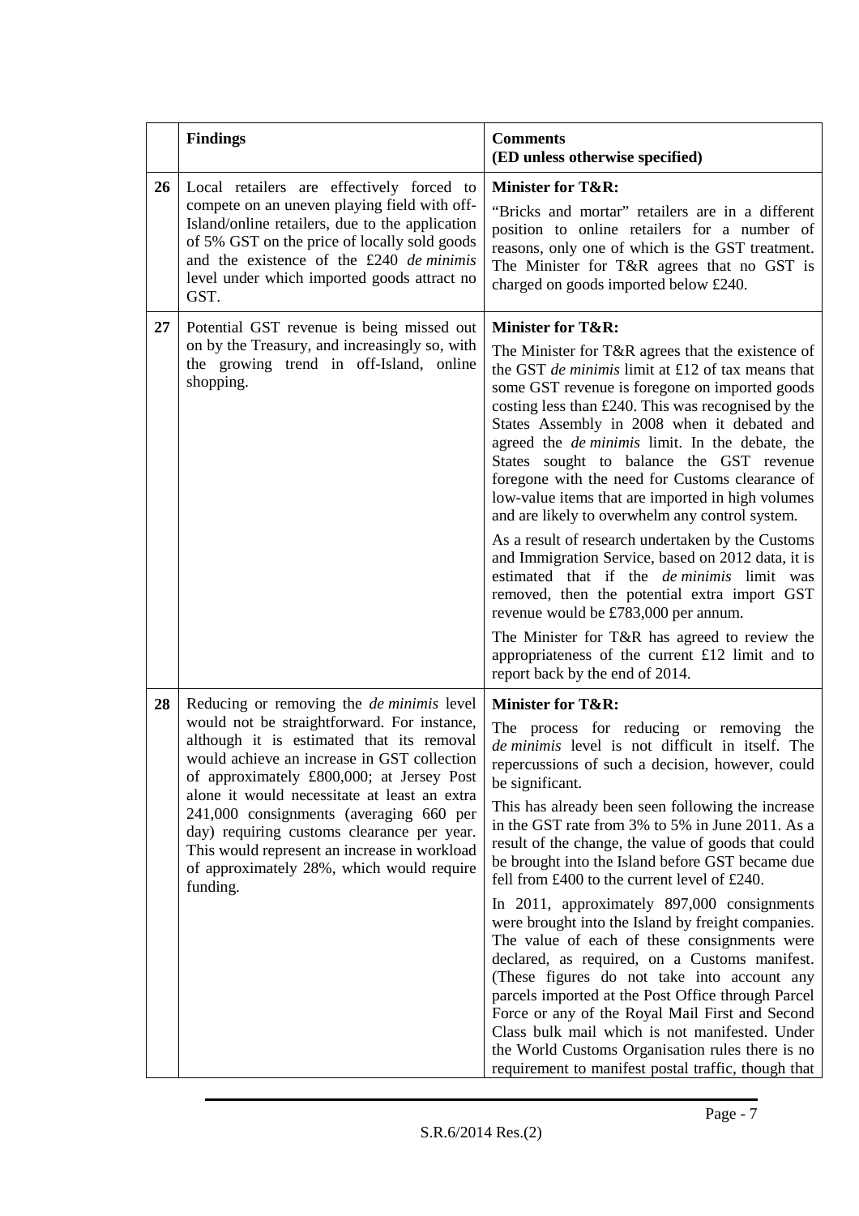|  | Findings | Comments<br>(ED unless otherwise specified) |
|---|---|---|
| 26 | Local retailers are effectively forced to compete on an uneven playing field with off-Island/online retailers, due to the application of 5% GST on the price of locally sold goods and the existence of the £240 *de minimis* level under which imported goods attract no GST. | **Minister for T&R:**<br>"Bricks and mortar" retailers are in a different position to online retailers for a number of reasons, only one of which is the GST treatment. The Minister for T&R agrees that no GST is charged on goods imported below £240. |
| 27 | Potential GST revenue is being missed out on by the Treasury, and increasingly so, with the growing trend in off-Island, online shopping. | **Minister for T&R:**<br>The Minister for T&R agrees that the existence of the GST *de minimis* limit at £12 of tax means that some GST revenue is foregone on imported goods costing less than £240. This was recognised by the States Assembly in 2008 when it debated and agreed the *de minimis* limit. In the debate, the States sought to balance the GST revenue foregone with the need for Customs clearance of low-value items that are imported in high volumes and are likely to overwhelm any control system.<br><br>As a result of research undertaken by the Customs and Immigration Service, based on 2012 data, it is estimated that if the *de minimis* limit was removed, then the potential extra import GST revenue would be £783,000 per annum.<br><br>The Minister for T&R has agreed to review the appropriateness of the current £12 limit and to report back by the end of 2014. |
| 28 | Reducing or removing the *de minimis* level would not be straightforward. For instance, although it is estimated that its removal would achieve an increase in GST collection of approximately £800,000; at Jersey Post alone it would necessitate at least an extra 241,000 consignments (averaging 660 per day) requiring customs clearance per year. This would represent an increase in workload of approximately 28%, which would require funding. | **Minister for T&R:**<br>The process for reducing or removing the *de minimis* level is not difficult in itself. The repercussions of such a decision, however, could be significant.<br><br>This has already been seen following the increase in the GST rate from 3% to 5% in June 2011. As a result of the change, the value of goods that could be brought into the Island before GST became due fell from £400 to the current level of £240.<br><br>In 2011, approximately 897,000 consignments were brought into the Island by freight companies. The value of each of these consignments were declared, as required, on a Customs manifest. (These figures do not take into account any parcels imported at the Post Office through Parcel Force or any of the Royal Mail First and Second Class bulk mail which is not manifested. Under the World Customs Organisation rules there is no requirement to manifest postal traffic, though that |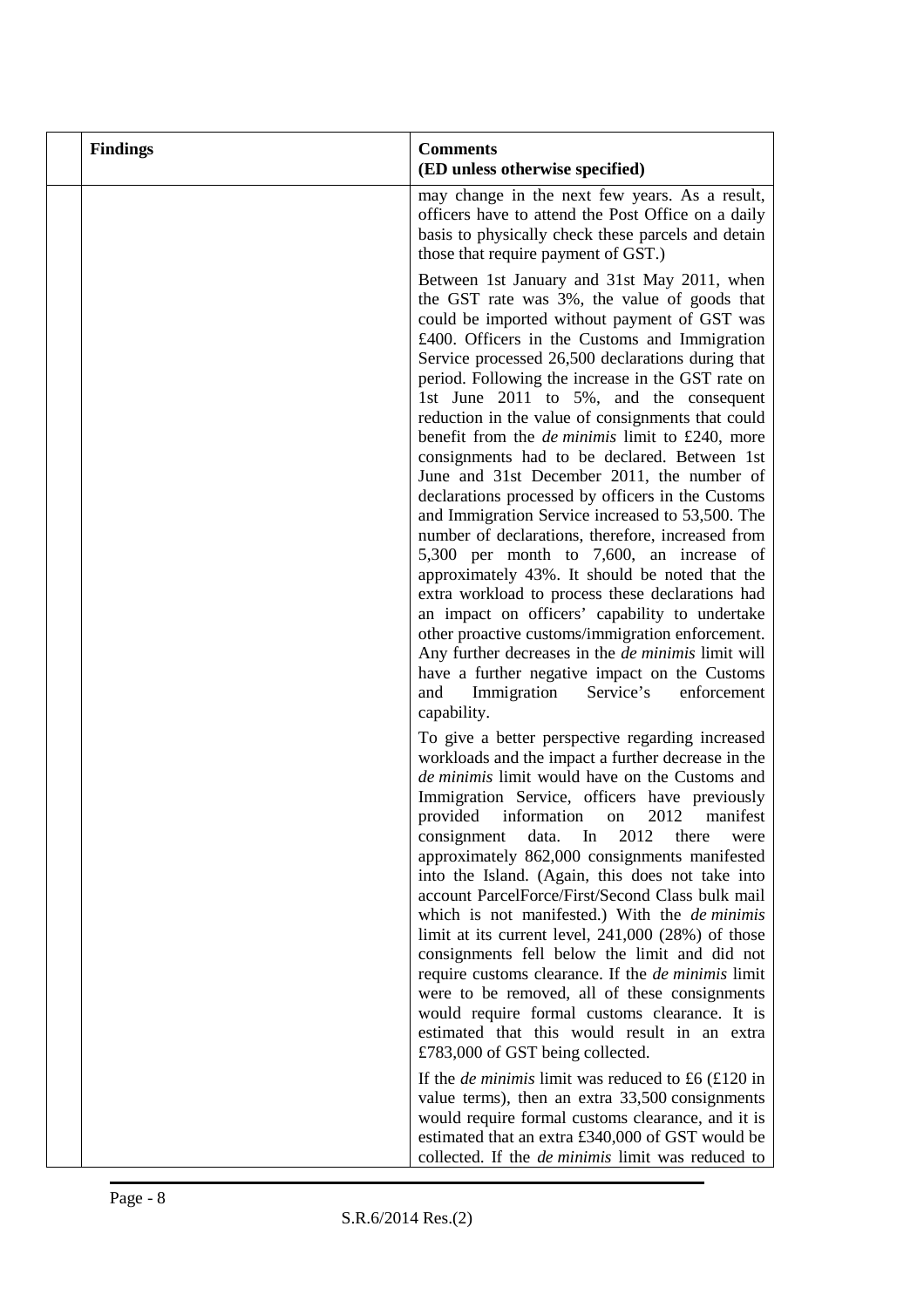| | Findings | Comments (ED unless otherwise specified) |
|---|---|---|
| | | may change in the next few years. As a result, officers have to attend the Post Office on a daily basis to physically check these parcels and detain those that require payment of GST.)<br><br>Between 1st January and 31st May 2011, when the GST rate was 3%, the value of goods that could be imported without payment of GST was £400. Officers in the Customs and Immigration Service processed 26,500 declarations during that period. Following the increase in the GST rate on 1st June 2011 to 5%, and the consequent reduction in the value of consignments that could benefit from the *de minimis* limit to £240, more consignments had to be declared. Between 1st June and 31st December 2011, the number of declarations processed by officers in the Customs and Immigration Service increased to 53,500. The number of declarations, therefore, increased from 5,300 per month to 7,600, an increase of approximately 43%. It should be noted that the extra workload to process these declarations had an impact on officers' capability to undertake other proactive customs/immigration enforcement. Any further decreases in the *de minimis* limit will have a further negative impact on the Customs and Immigration Service's enforcement capability.<br><br>To give a better perspective regarding increased workloads and the impact a further decrease in the *de minimis* limit would have on the Customs and Immigration Service, officers have previously provided information on 2012 manifest consignment data. In 2012 there were approximately 862,000 consignments manifested into the Island. (Again, this does not take into account ParcelForce/First/Second Class bulk mail which is not manifested.) With the *de minimis* limit at its current level, 241,000 (28%) of those consignments fell below the limit and did not require customs clearance. If the *de minimis* limit were to be removed, all of these consignments would require formal customs clearance. It is estimated that this would result in an extra £783,000 of GST being collected.<br><br>If the *de minimis* limit was reduced to £6 (£120 in value terms), then an extra 33,500 consignments would require formal customs clearance, and it is estimated that an extra £340,000 of GST would be collected. If the *de minimis* limit was reduced to |

S.R.6/2014 Res.(2)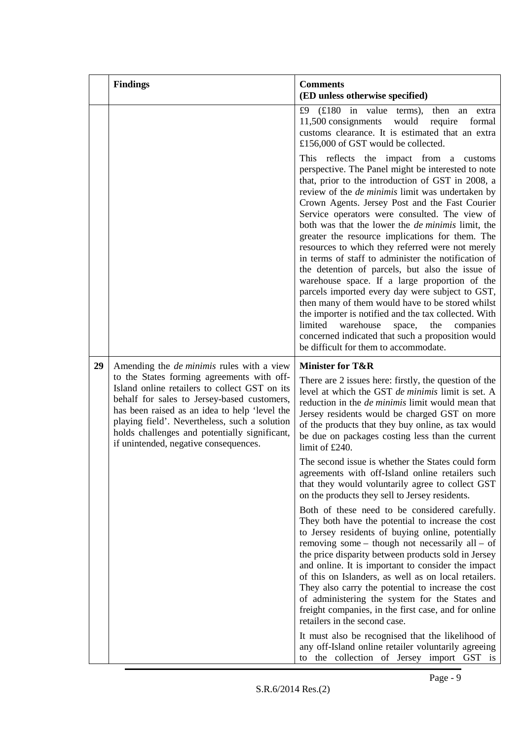| | Findings | Comments (ED unless otherwise specified) |
|---|---|---|
| | | £9 (£180 in value terms), then an extra 11,500 consignments would require formal customs clearance. It is estimated that an extra £156,000 of GST would be collected.<br><br>This reflects the impact from a customs perspective. The Panel might be interested to note that, prior to the introduction of GST in 2008, a review of the *de minimis* limit was undertaken by Crown Agents. Jersey Post and the Fast Courier Service operators were consulted. The view of both was that the lower the *de minimis* limit, the greater the resource implications for them. The resources to which they referred were not merely in terms of staff to administer the notification of the detention of parcels, but also the issue of warehouse space. If a large proportion of the parcels imported every day were subject to GST, then many of them would have to be stored whilst the importer is notified and the tax collected. With limited warehouse space, the companies concerned indicated that such a proposition would be difficult for them to accommodate. |
| 29 | Amending the *de minimis* rules with a view to the States forming agreements with off-Island online retailers to collect GST on its behalf for sales to Jersey-based customers, has been raised as an idea to help 'level the playing field'. Nevertheless, such a solution holds challenges and potentially significant, if unintended, negative consequences. | **Minister for T&R**<br><br>There are 2 issues here: firstly, the question of the level at which the GST *de minimis* limit is set. A reduction in the *de minimis* limit would mean that Jersey residents would be charged GST on more of the products that they buy online, as tax would be due on packages costing less than the current limit of £240.<br><br>The second issue is whether the States could form agreements with off-Island online retailers such that they would voluntarily agree to collect GST on the products they sell to Jersey residents.<br><br>Both of these need to be considered carefully. They both have the potential to increase the cost to Jersey residents of buying online, potentially removing some – though not necessarily all – of the price disparity between products sold in Jersey and online. It is important to consider the impact of this on Islanders, as well as on local retailers. They also carry the potential to increase the cost of administering the system for the States and freight companies, in the first case, and for online retailers in the second case.<br><br>It must also be recognised that the likelihood of any off-Island online retailer voluntarily agreeing to the collection of Jersey import GST is |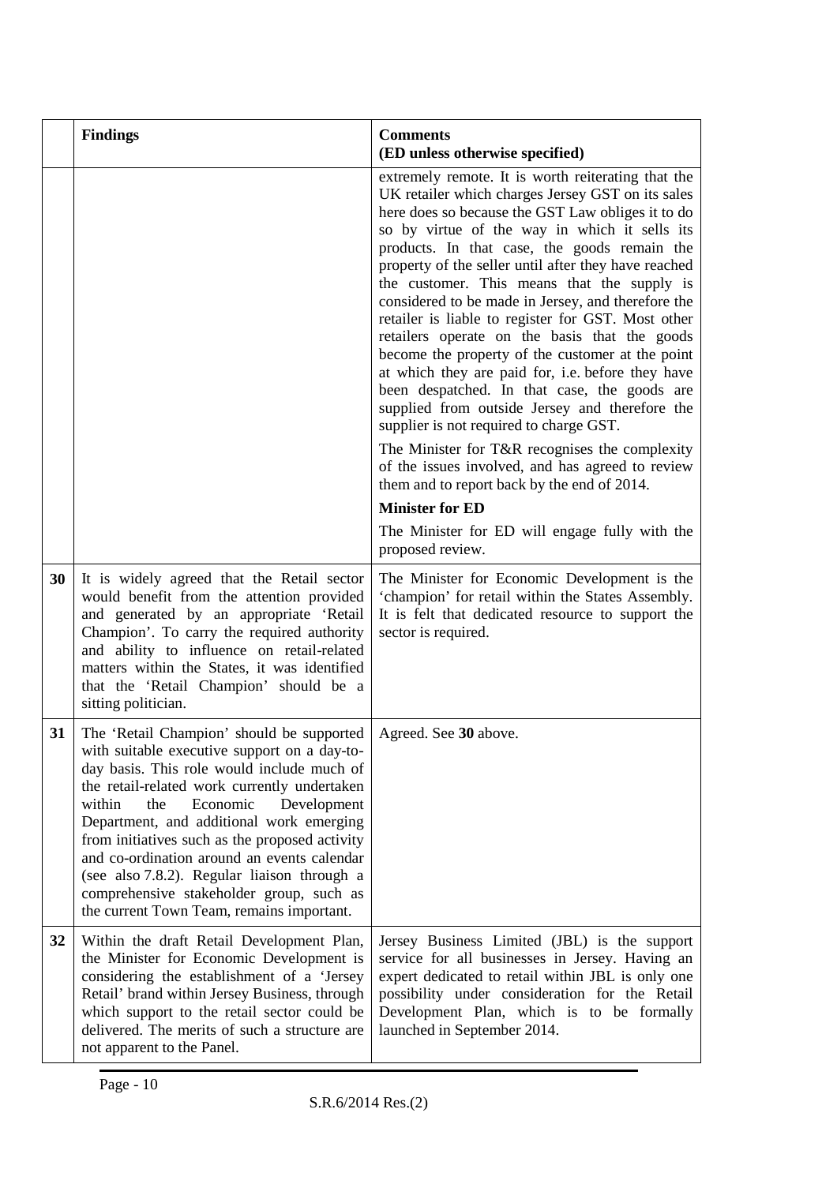| | Findings | Comments (ED unless otherwise specified) |
|---|---|---|
| | | extremely remote. It is worth reiterating that the UK retailer which charges Jersey GST on its sales here does so because the GST Law obliges it to do so by virtue of the way in which it sells its products. In that case, the goods remain the property of the seller until after they have reached the customer. This means that the supply is considered to be made in Jersey, and therefore the retailer is liable to register for GST. Most other retailers operate on the basis that the goods become the property of the customer at the point at which they are paid for, i.e. before they have been despatched. In that case, the goods are supplied from outside Jersey and therefore the supplier is not required to charge GST.<br><br>The Minister for T&R recognises the complexity of the issues involved, and has agreed to review them and to report back by the end of 2014.<br><br>**Minister for ED**<br><br>The Minister for ED will engage fully with the proposed review. |
| **30** | It is widely agreed that the Retail sector would benefit from the attention provided and generated by an appropriate 'Retail Champion'. To carry the required authority and ability to influence on retail-related matters within the States, it was identified that the 'Retail Champion' should be a sitting politician. | The Minister for Economic Development is the 'champion' for retail within the States Assembly. It is felt that dedicated resource to support the sector is required. |
| **31** | The 'Retail Champion' should be supported with suitable executive support on a day-to-day basis. This role would include much of the retail-related work currently undertaken within the Economic Development Department, and additional work emerging from initiatives such as the proposed activity and co-ordination around an events calendar (see also 7.8.2). Regular liaison through a comprehensive stakeholder group, such as the current Town Team, remains important. | Agreed. See **30** above. |
| **32** | Within the draft Retail Development Plan, the Minister for Economic Development is considering the establishment of a 'Jersey Retail' brand within Jersey Business, through which support to the retail sector could be delivered. The merits of such a structure are not apparent to the Panel. | Jersey Business Limited (JBL) is the support service for all businesses in Jersey. Having an expert dedicated to retail within JBL is only one possibility under consideration for the Retail Development Plan, which is to be formally launched in September 2014. |

S.R.6/2014 Res.(2)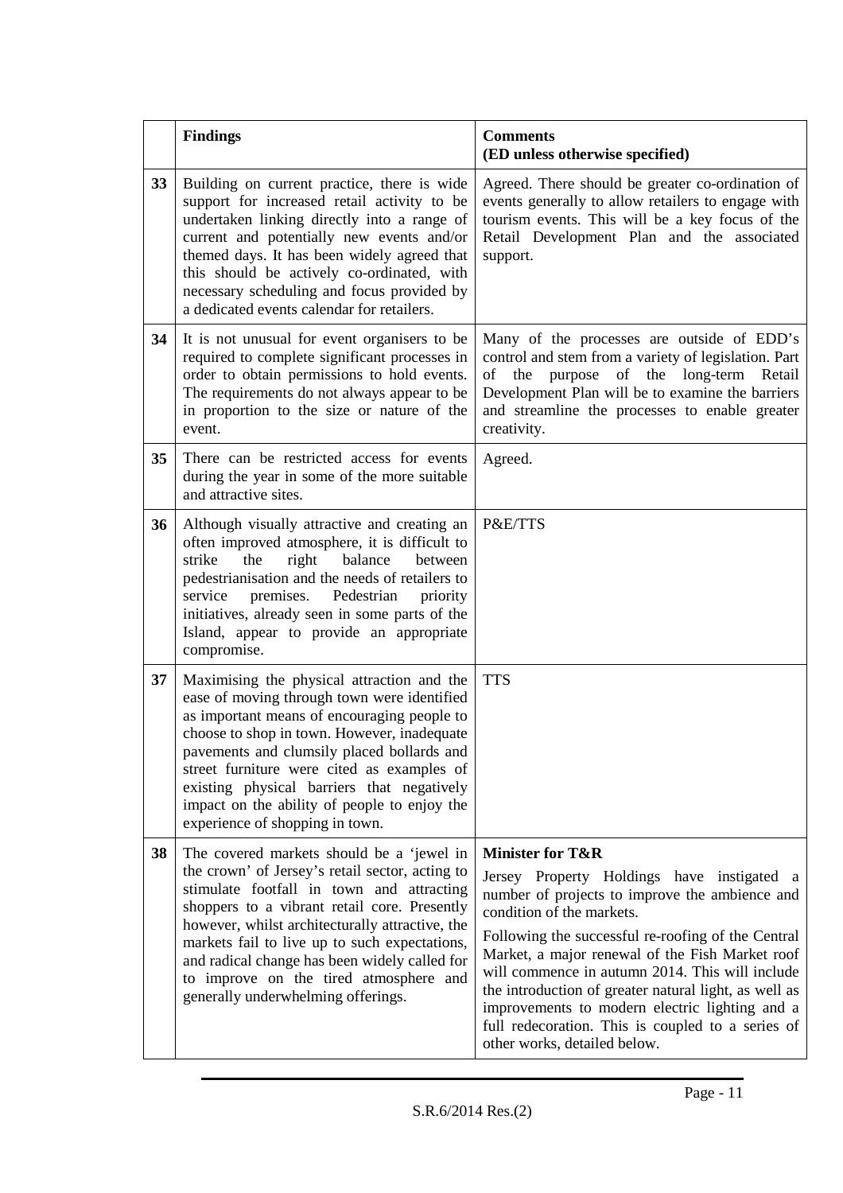| | Findings | Comments<br>(ED unless otherwise specified) |
|---|---|---|
| 33 | Building on current practice, there is wide support for increased retail activity to be undertaken linking directly into a range of current and potentially new events and/or themed days. It has been widely agreed that this should be actively co-ordinated, with necessary scheduling and focus provided by a dedicated events calendar for retailers. | Agreed. There should be greater co-ordination of events generally to allow retailers to engage with tourism events. This will be a key focus of the Retail Development Plan and the associated support. |
| 34 | It is not unusual for event organisers to be required to complete significant processes in order to obtain permissions to hold events. The requirements do not always appear to be in proportion to the size or nature of the event. | Many of the processes are outside of EDD's control and stem from a variety of legislation. Part of the purpose of the long-term Retail Development Plan will be to examine the barriers and streamline the processes to enable greater creativity. |
| 35 | There can be restricted access for events during the year in some of the more suitable and attractive sites. | Agreed. |
| 36 | Although visually attractive and creating an often improved atmosphere, it is difficult to strike the right balance between pedestrianisation and the needs of retailers to service premises. Pedestrian priority initiatives, already seen in some parts of the Island, appear to provide an appropriate compromise. | P&E/TTS |
| 37 | Maximising the physical attraction and the ease of moving through town were identified as important means of encouraging people to choose to shop in town. However, inadequate pavements and clumsily placed bollards and street furniture were cited as examples of existing physical barriers that negatively impact on the ability of people to enjoy the experience of shopping in town. | TTS |
| 38 | The covered markets should be a 'jewel in the crown' of Jersey's retail sector, acting to stimulate footfall in town and attracting shoppers to a vibrant retail core. Presently however, whilst architecturally attractive, the markets fail to live up to such expectations, and radical change has been widely called for to improve on the tired atmosphere and generally underwhelming offerings. | **Minister for T&R**<br>Jersey Property Holdings have instigated a number of projects to improve the ambience and condition of the markets.<br>Following the successful re-roofing of the Central Market, a major renewal of the Fish Market roof will commence in autumn 2014. This will include the introduction of greater natural light, as well as improvements to modern electric lighting and a full redecoration. This is coupled to a series of other works, detailed below. |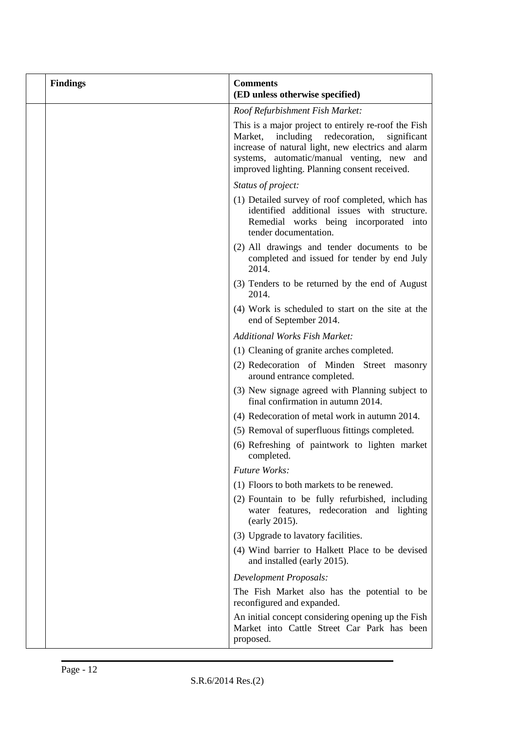|  | Findings | Comments<br>(ED unless otherwise specified) |
|---|---|---|
|  |  | *Roof Refurbishment Fish Market:*<br><br>This is a major project to entirely re-roof the Fish Market, including redecoration, significant increase of natural light, new electrics and alarm systems, automatic/manual venting, new and improved lighting. Planning consent received.<br><br>*Status of project:*<br><br>(1) Detailed survey of roof completed, which has identified additional issues with structure. Remedial works being incorporated into tender documentation.<br><br>(2) All drawings and tender documents to be completed and issued for tender by end July 2014.<br><br>(3) Tenders to be returned by the end of August 2014.<br><br>(4) Work is scheduled to start on the site at the end of September 2014.<br><br>*Additional Works Fish Market:*<br><br>(1) Cleaning of granite arches completed.<br><br>(2) Redecoration of Minden Street masonry around entrance completed.<br><br>(3) New signage agreed with Planning subject to final confirmation in autumn 2014.<br><br>(4) Redecoration of metal work in autumn 2014.<br><br>(5) Removal of superfluous fittings completed.<br><br>(6) Refreshing of paintwork to lighten market completed.<br><br>*Future Works:*<br><br>(1) Floors to both markets to be renewed.<br><br>(2) Fountain to be fully refurbished, including water features, redecoration and lighting (early 2015).<br><br>(3) Upgrade to lavatory facilities.<br><br>(4) Wind barrier to Halkett Place to be devised and installed (early 2015).<br><br>*Development Proposals:*<br><br>The Fish Market also has the potential to be reconfigured and expanded.<br><br>An initial concept considering opening up the Fish Market into Cattle Street Car Park has been proposed. |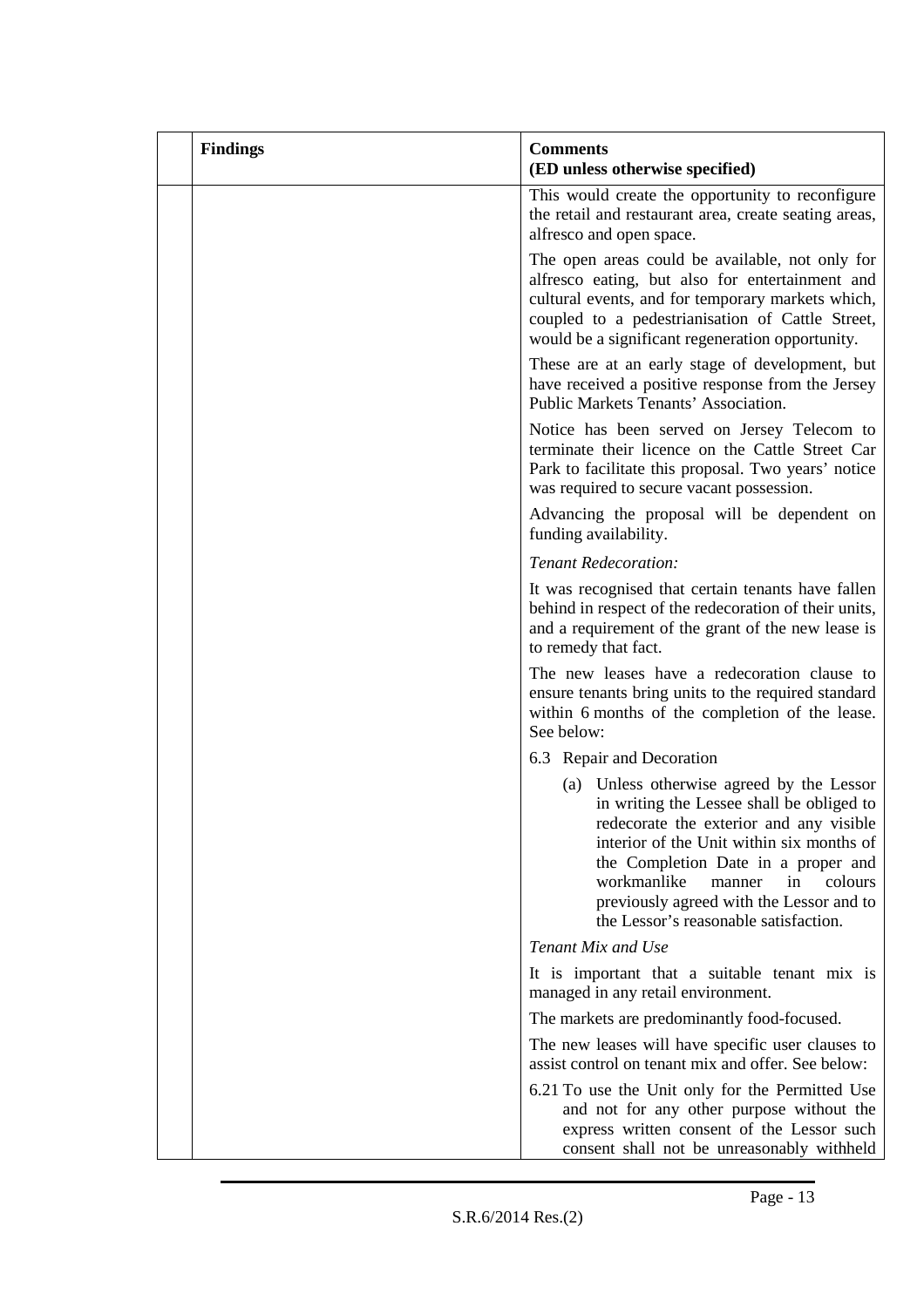|  | Findings | Comments<br>(ED unless otherwise specified) |
|---|---|---|
|  |  | This would create the opportunity to reconfigure the retail and restaurant area, create seating areas, alfresco and open space.<br><br>The open areas could be available, not only for alfresco eating, but also for entertainment and cultural events, and for temporary markets which, coupled to a pedestrianisation of Cattle Street, would be a significant regeneration opportunity.<br><br>These are at an early stage of development, but have received a positive response from the Jersey Public Markets Tenants' Association.<br><br>Notice has been served on Jersey Telecom to terminate their licence on the Cattle Street Car Park to facilitate this proposal. Two years' notice was required to secure vacant possession.<br><br>Advancing the proposal will be dependent on funding availability.<br><br>*Tenant Redecoration:*<br><br>It was recognised that certain tenants have fallen behind in respect of the redecoration of their units, and a requirement of the grant of the new lease is to remedy that fact.<br><br>The new leases have a redecoration clause to ensure tenants bring units to the required standard within 6 months of the completion of the lease. See below:<br><br>6.3 Repair and Decoration<br><br>(a) Unless otherwise agreed by the Lessor in writing the Lessee shall be obliged to redecorate the exterior and any visible interior of the Unit within six months of the Completion Date in a proper and workmanlike manner in colours previously agreed with the Lessor and to the Lessor's reasonable satisfaction.<br><br>*Tenant Mix and Use*<br><br>It is important that a suitable tenant mix is managed in any retail environment.<br><br>The markets are predominantly food-focused.<br><br>The new leases will have specific user clauses to assist control on tenant mix and offer. See below:<br><br>6.21 To use the Unit only for the Permitted Use and not for any other purpose without the express written consent of the Lessor such consent shall not be unreasonably withheld |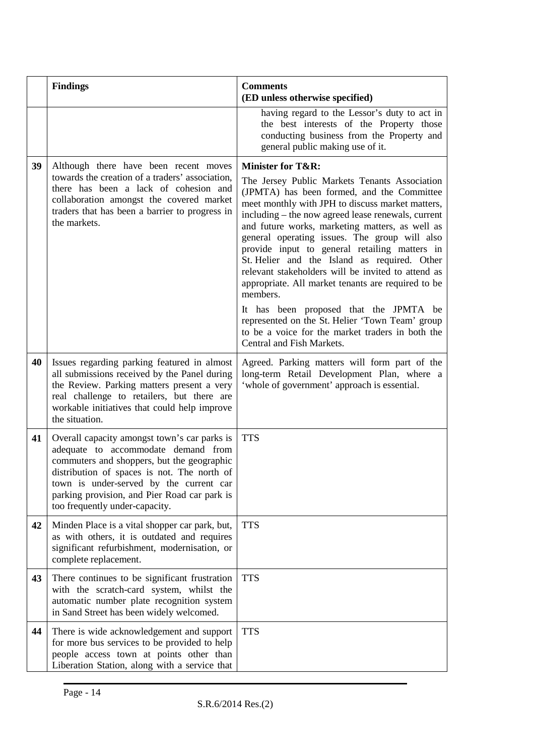| | Findings | Comments<br>(ED unless otherwise specified) |
|---|---|---|
| | | having regard to the Lessor's duty to act in the best interests of the Property those conducting business from the Property and general public making use of it. |
| 39 | Although there have been recent moves towards the creation of a traders' association, there has been a lack of cohesion and collaboration amongst the covered market traders that has been a barrier to progress in the markets. | **Minister for T&R:**<br>The Jersey Public Markets Tenants Association (JPMTA) has been formed, and the Committee meet monthly with JPH to discuss market matters, including – the now agreed lease renewals, current and future works, marketing matters, as well as general operating issues. The group will also provide input to general retailing matters in St. Helier and the Island as required. Other relevant stakeholders will be invited to attend as appropriate. All market tenants are required to be members.<br>It has been proposed that the JPMTA be represented on the St. Helier 'Town Team' group to be a voice for the market traders in both the Central and Fish Markets. |
| 40 | Issues regarding parking featured in almost all submissions received by the Panel during the Review. Parking matters present a very real challenge to retailers, but there are workable initiatives that could help improve the situation. | Agreed. Parking matters will form part of the long-term Retail Development Plan, where a 'whole of government' approach is essential. |
| 41 | Overall capacity amongst town's car parks is adequate to accommodate demand from commuters and shoppers, but the geographic distribution of spaces is not. The north of town is under-served by the current car parking provision, and Pier Road car park is too frequently under-capacity. | TTS |
| 42 | Minden Place is a vital shopper car park, but, as with others, it is outdated and requires significant refurbishment, modernisation, or complete replacement. | TTS |
| 43 | There continues to be significant frustration with the scratch-card system, whilst the automatic number plate recognition system in Sand Street has been widely welcomed. | TTS |
| 44 | There is wide acknowledgement and support for more bus services to be provided to help people access town at points other than Liberation Station, along with a service that | TTS |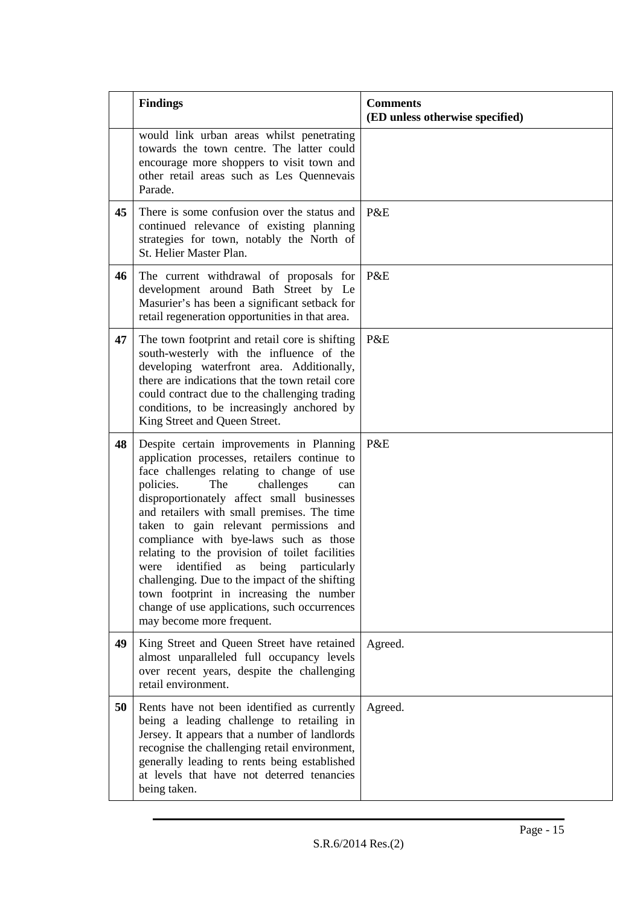| | Findings | Comments (ED unless otherwise specified) |
|---|---|---|
| | would link urban areas whilst penetrating towards the town centre. The latter could encourage more shoppers to visit town and other retail areas such as Les Quennevais Parade. | |
| **45** | There is some confusion over the status and continued relevance of existing planning strategies for town, notably the North of St. Helier Master Plan. | P&E |
| **46** | The current withdrawal of proposals for development around Bath Street by Le Masurier's has been a significant setback for retail regeneration opportunities in that area. | P&E |
| **47** | The town footprint and retail core is shifting south-westerly with the influence of the developing waterfront area. Additionally, there are indications that the town retail core could contract due to the challenging trading conditions, to be increasingly anchored by King Street and Queen Street. | P&E |
| **48** | Despite certain improvements in Planning application processes, retailers continue to face challenges relating to change of use policies. The challenges can disproportionately affect small businesses and retailers with small premises. The time taken to gain relevant permissions and compliance with bye-laws such as those relating to the provision of toilet facilities were identified as being particularly challenging. Due to the impact of the shifting town footprint in increasing the number change of use applications, such occurrences may become more frequent. | P&E |
| **49** | King Street and Queen Street have retained almost unparalleled full occupancy levels over recent years, despite the challenging retail environment. | Agreed. |
| **50** | Rents have not been identified as currently being a leading challenge to retailing in Jersey. It appears that a number of landlords recognise the challenging retail environment, generally leading to rents being established at levels that have not deterred tenancies being taken. | Agreed. |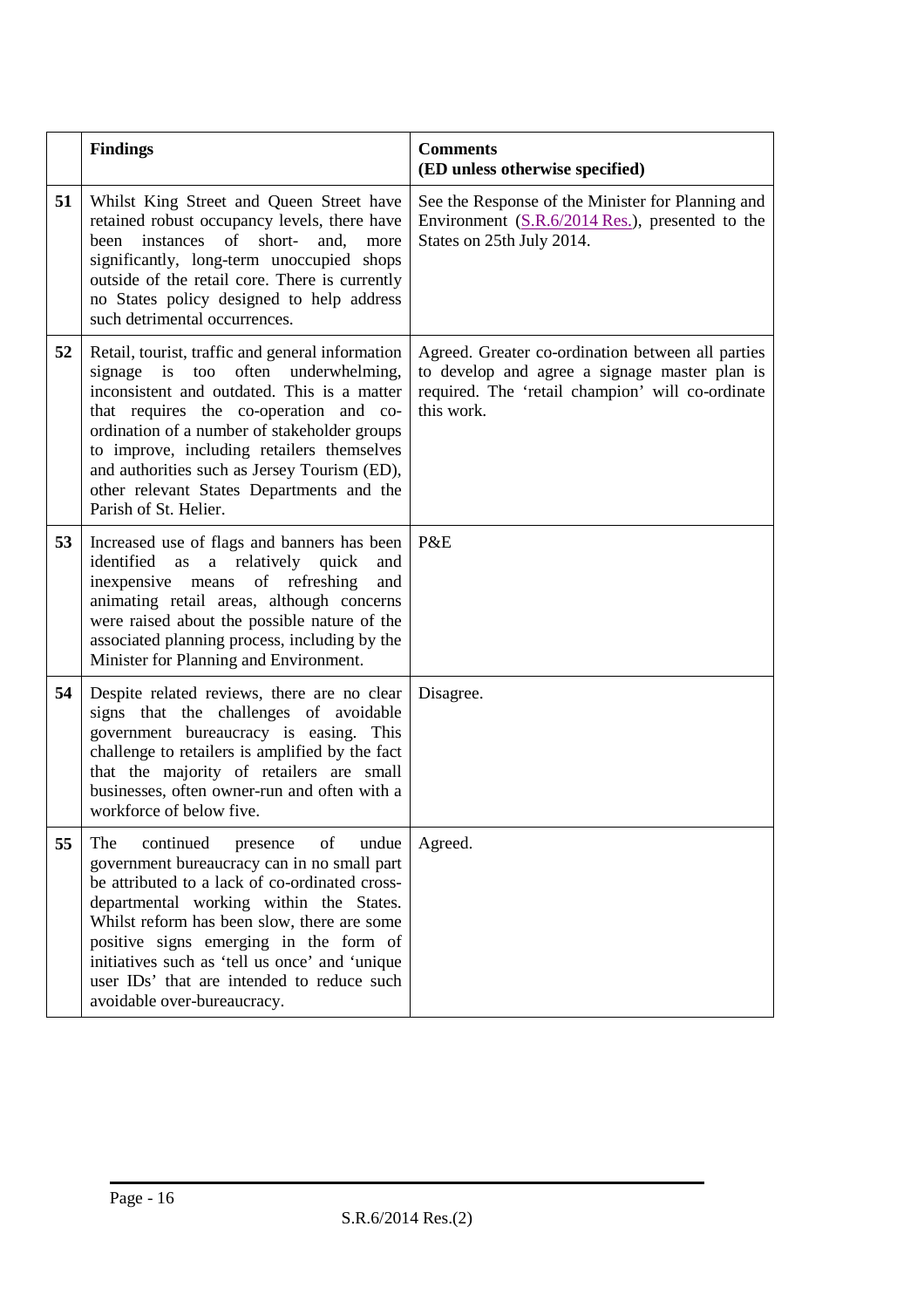| | Findings | Comments (ED unless otherwise specified) |
|---|---|---|
| 51 | Whilst King Street and Queen Street have retained robust occupancy levels, there have been instances of short- and, more significantly, long-term unoccupied shops outside of the retail core. There is currently no States policy designed to help address such detrimental occurrences. | See the Response of the Minister for Planning and Environment (S.R.6/2014 Res.), presented to the States on 25th July 2014. |
| 52 | Retail, tourist, traffic and general information signage is too often underwhelming, inconsistent and outdated. This is a matter that requires the co-operation and co-ordination of a number of stakeholder groups to improve, including retailers themselves and authorities such as Jersey Tourism (ED), other relevant States Departments and the Parish of St. Helier. | Agreed. Greater co-ordination between all parties to develop and agree a signage master plan is required. The 'retail champion' will co-ordinate this work. |
| 53 | Increased use of flags and banners has been identified as a relatively quick and inexpensive means of refreshing and animating retail areas, although concerns were raised about the possible nature of the associated planning process, including by the Minister for Planning and Environment. | P&E |
| 54 | Despite related reviews, there are no clear signs that the challenges of avoidable government bureaucracy is easing. This challenge to retailers is amplified by the fact that the majority of retailers are small businesses, often owner-run and often with a workforce of below five. | Disagree. |
| 55 | The continued presence of undue government bureaucracy can in no small part be attributed to a lack of co-ordinated cross-departmental working within the States. Whilst reform has been slow, there are some positive signs emerging in the form of initiatives such as 'tell us once' and 'unique user IDs' that are intended to reduce such avoidable over-bureaucracy. | Agreed. |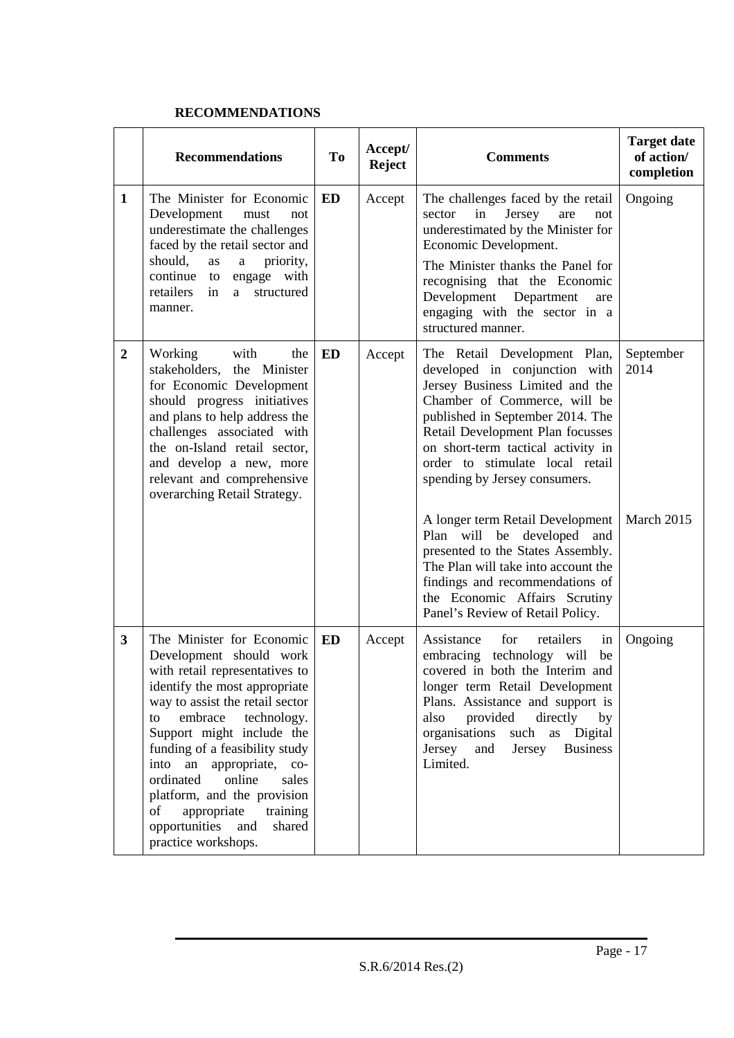**RECOMMENDATIONS**

| | Recommendations | To | Accept/ Reject | Comments | Target date of action/ completion |
|---|---|---|---|---|---|
| 1 | The Minister for Economic Development must not underestimate the challenges faced by the retail sector and should, as a priority, continue to engage with retailers in a structured manner. | ED | Accept | The challenges faced by the retail sector in Jersey are not underestimated by the Minister for Economic Development.<br><br>The Minister thanks the Panel for recognising that the Economic Development Department are engaging with the sector in a structured manner. | Ongoing |
| 2 | Working with the stakeholders, the Minister for Economic Development should progress initiatives and plans to help address the challenges associated with the on-Island retail sector, and develop a new, more relevant and comprehensive overarching Retail Strategy. | ED | Accept | The Retail Development Plan, developed in conjunction with Jersey Business Limited and the Chamber of Commerce, will be published in September 2014. The Retail Development Plan focusses on short-term tactical activity in order to stimulate local retail spending by Jersey consumers. | September 2014 |
| | | | | A longer term Retail Development Plan will be developed and presented to the States Assembly. The Plan will take into account the findings and recommendations of the Economic Affairs Scrutiny Panel's Review of Retail Policy. | March 2015 |
| 3 | The Minister for Economic Development should work with retail representatives to identify the most appropriate way to assist the retail sector to embrace technology. Support might include the funding of a feasibility study into an appropriate, co-ordinated online sales platform, and the provision of appropriate training opportunities and shared practice workshops. | ED | Accept | Assistance for retailers in embracing technology will be covered in both the Interim and longer term Retail Development Plans. Assistance and support is also provided directly by organisations such as Digital Jersey and Jersey Business Limited. | Ongoing |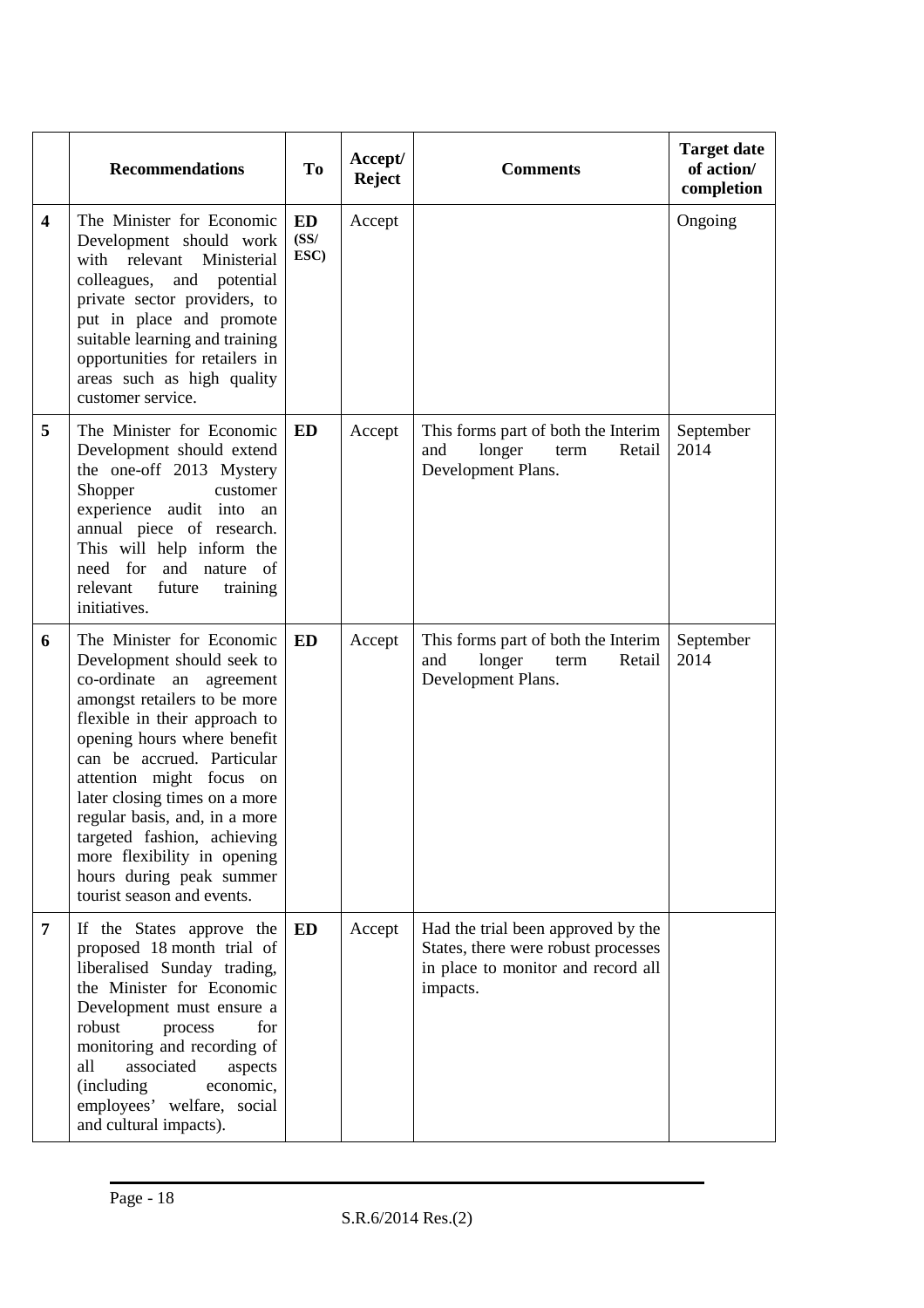|  | Recommendations | To | Accept/ Reject | Comments | Target date of action/ completion |
|---|---|---|---|---|---|
| **4** | The Minister for Economic Development should work with relevant Ministerial colleagues, and potential private sector providers, to put in place and promote suitable learning and training opportunities for retailers in areas such as high quality customer service. | **ED (SS/ ESC)** | Accept |  | Ongoing |
| **5** | The Minister for Economic Development should extend the one-off 2013 Mystery Shopper customer experience audit into an annual piece of research. This will help inform the need for and nature of relevant future training initiatives. | **ED** | Accept | This forms part of both the Interim and longer term Retail Development Plans. | September 2014 |
| **6** | The Minister for Economic Development should seek to co-ordinate an agreement amongst retailers to be more flexible in their approach to opening hours where benefit can be accrued. Particular attention might focus on later closing times on a more regular basis, and, in a more targeted fashion, achieving more flexibility in opening hours during peak summer tourist season and events. | **ED** | Accept | This forms part of both the Interim and longer term Retail Development Plans. | September 2014 |
| **7** | If the States approve the proposed 18 month trial of liberalised Sunday trading, the Minister for Economic Development must ensure a robust process for monitoring and recording of all associated aspects (including economic, employees' welfare, social and cultural impacts). | **ED** | Accept | Had the trial been approved by the States, there were robust processes in place to monitor and record all impacts. |  |

S.R.6/2014 Res.(2)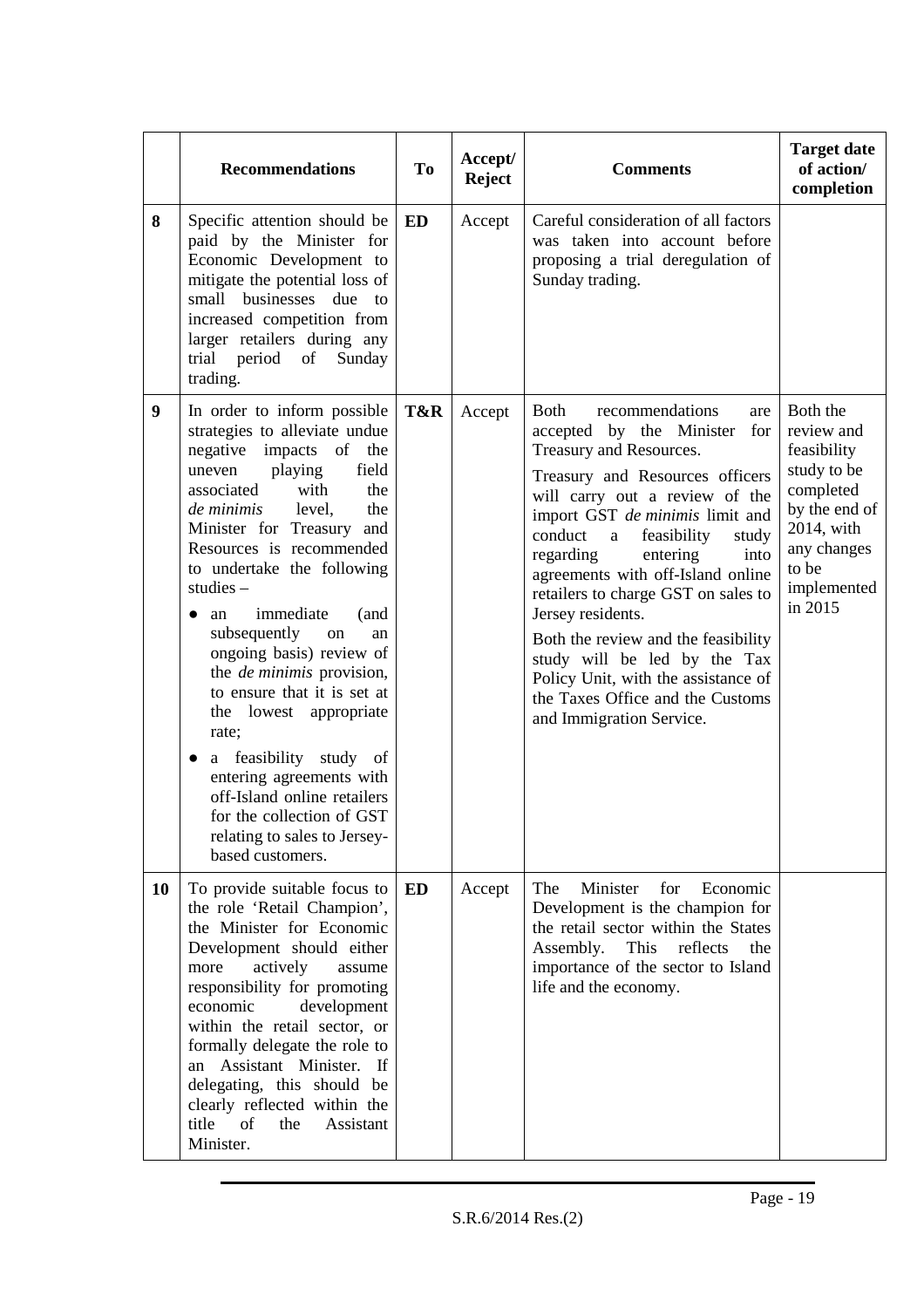| | Recommendations | To | Accept/ Reject | Comments | Target date of action/ completion |
|---|---|---|---|---|---|
| **8** | Specific attention should be paid by the Minister for Economic Development to mitigate the potential loss of small businesses due to increased competition from larger retailers during any trial period of Sunday trading. | **ED** | Accept | Careful consideration of all factors was taken into account before proposing a trial deregulation of Sunday trading. | |
| **9** | In order to inform possible strategies to alleviate undue negative impacts of the uneven playing field associated with the *de minimis* level, the Minister for Treasury and Resources is recommended to undertake the following studies – <br>● an immediate (and subsequently on an ongoing basis) review of the *de minimis* provision, to ensure that it is set at the lowest appropriate rate; <br>● a feasibility study of entering agreements with off-Island online retailers for the collection of GST relating to sales to Jersey-based customers. | **T&R** | Accept | Both recommendations are accepted by the Minister for Treasury and Resources. <br>Treasury and Resources officers will carry out a review of the import GST *de minimis* limit and conduct a feasibility study regarding entering into agreements with off-Island online retailers to charge GST on sales to Jersey residents. <br>Both the review and the feasibility study will be led by the Tax Policy Unit, with the assistance of the Taxes Office and the Customs and Immigration Service. | Both the review and feasibility study to be completed by the end of 2014, with any changes to be implemented in 2015 |
| **10** | To provide suitable focus to the role 'Retail Champion', the Minister for Economic Development should either more actively assume responsibility for promoting economic development within the retail sector, or formally delegate the role to an Assistant Minister. If delegating, this should be clearly reflected within the title of the Assistant Minister. | **ED** | Accept | The Minister for Economic Development is the champion for the retail sector within the States Assembly. This reflects the importance of the sector to Island life and the economy. | |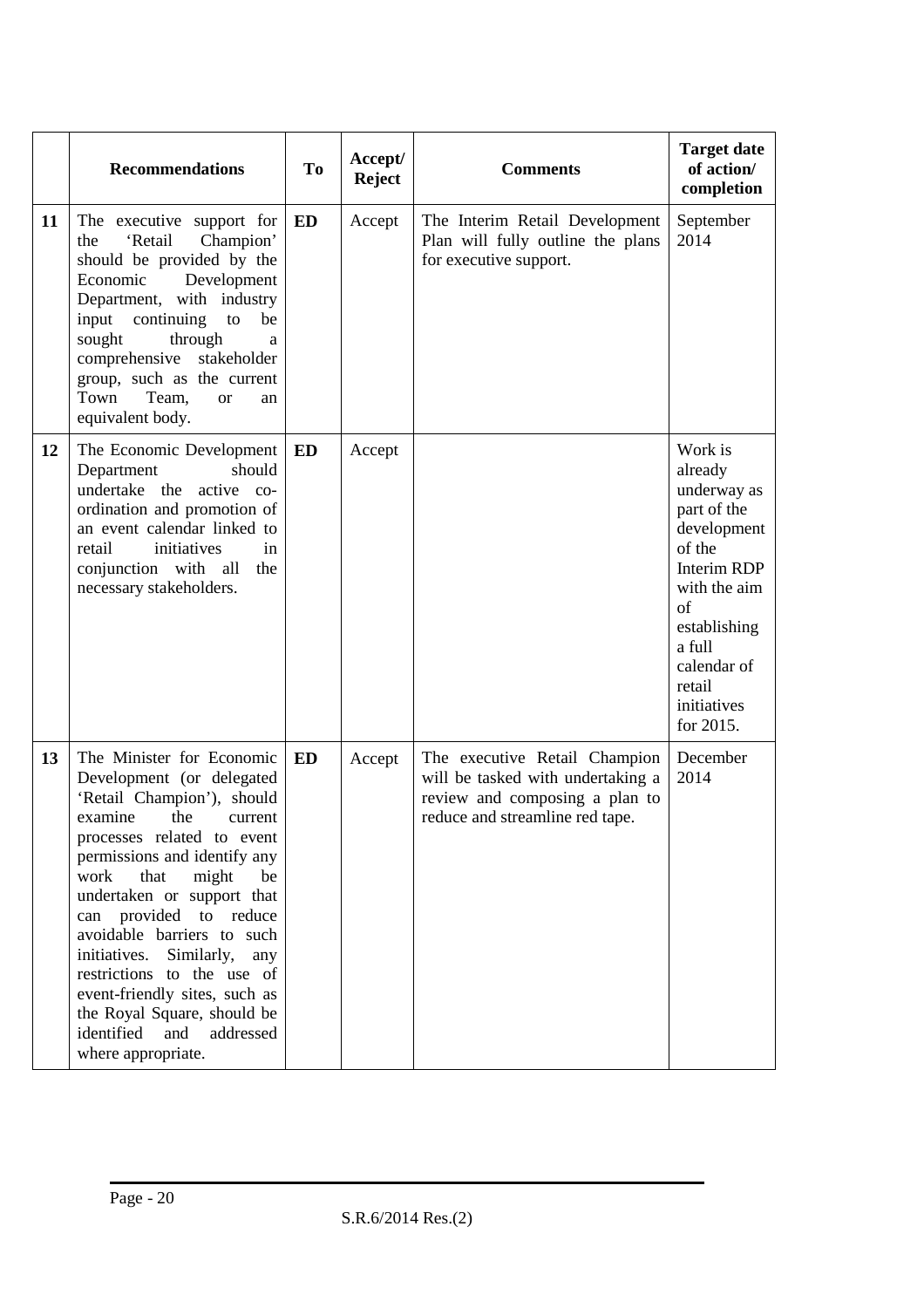|  | **Recommendations** | **To** | **Accept/ Reject** | **Comments** | **Target date of action/ completion** |
|---|---|---|---|---|---|
| **11** | The executive support for the 'Retail Champion' should be provided by the Economic Development Department, with industry input continuing to be sought through a comprehensive stakeholder group, such as the current Town Team, or an equivalent body. | **ED** | Accept | The Interim Retail Development Plan will fully outline the plans for executive support. | September 2014 |
| **12** | The Economic Development Department should undertake the active co-ordination and promotion of an event calendar linked to retail initiatives in conjunction with all the necessary stakeholders. | **ED** | Accept |  | Work is already underway as part of the development of the Interim RDP with the aim of establishing a full calendar of retail initiatives for 2015. |
| **13** | The Minister for Economic Development (or delegated 'Retail Champion'), should examine the current processes related to event permissions and identify any work that might be undertaken or support that can provided to reduce avoidable barriers to such initiatives. Similarly, any restrictions to the use of event-friendly sites, such as the Royal Square, should be identified and addressed where appropriate. | **ED** | Accept | The executive Retail Champion will be tasked with undertaking a review and composing a plan to reduce and streamline red tape. | December 2014 |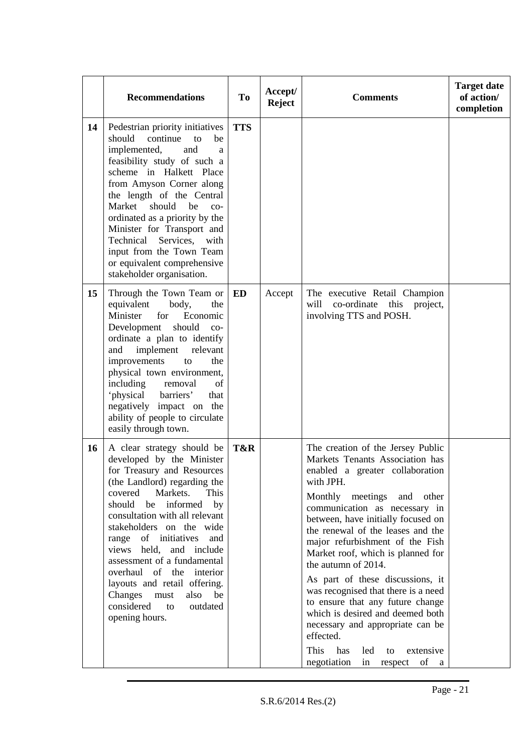|  | Recommendations | To | Accept/ Reject | Comments | Target date of action/ completion |
|---|---|---|---|---|---|
| 14 | Pedestrian priority initiatives should continue to be implemented, and a feasibility study of such a scheme in Halkett Place from Amyson Corner along the length of the Central Market should be co-ordinated as a priority by the Minister for Transport and Technical Services, with input from the Town Team or equivalent comprehensive stakeholder organisation. | TTS |  |  |  |
| 15 | Through the Town Team or equivalent body, the Minister for Economic Development should co-ordinate a plan to identify and implement relevant improvements to the physical town environment, including removal of 'physical barriers' that negatively impact on the ability of people to circulate easily through town. | ED | Accept | The executive Retail Champion will co-ordinate this project, involving TTS and POSH. |  |
| 16 | A clear strategy should be developed by the Minister for Treasury and Resources (the Landlord) regarding the covered Markets. This should be informed by consultation with all relevant stakeholders on the wide range of initiatives and views held, and include assessment of a fundamental overhaul of the interior layouts and retail offering. Changes must also be considered to outdated opening hours. | T&R |  | The creation of the Jersey Public Markets Tenants Association has enabled a greater collaboration with JPH.<br><br>Monthly meetings and other communication as necessary in between, have initially focused on the renewal of the leases and the major refurbishment of the Fish Market roof, which is planned for the autumn of 2014.<br><br>As part of these discussions, it was recognised that there is a need to ensure that any future change which is desired and deemed both necessary and appropriate can be effected.<br><br>This has led to extensive negotiation in respect of a |  |

S.R.6/2014 Res.(2)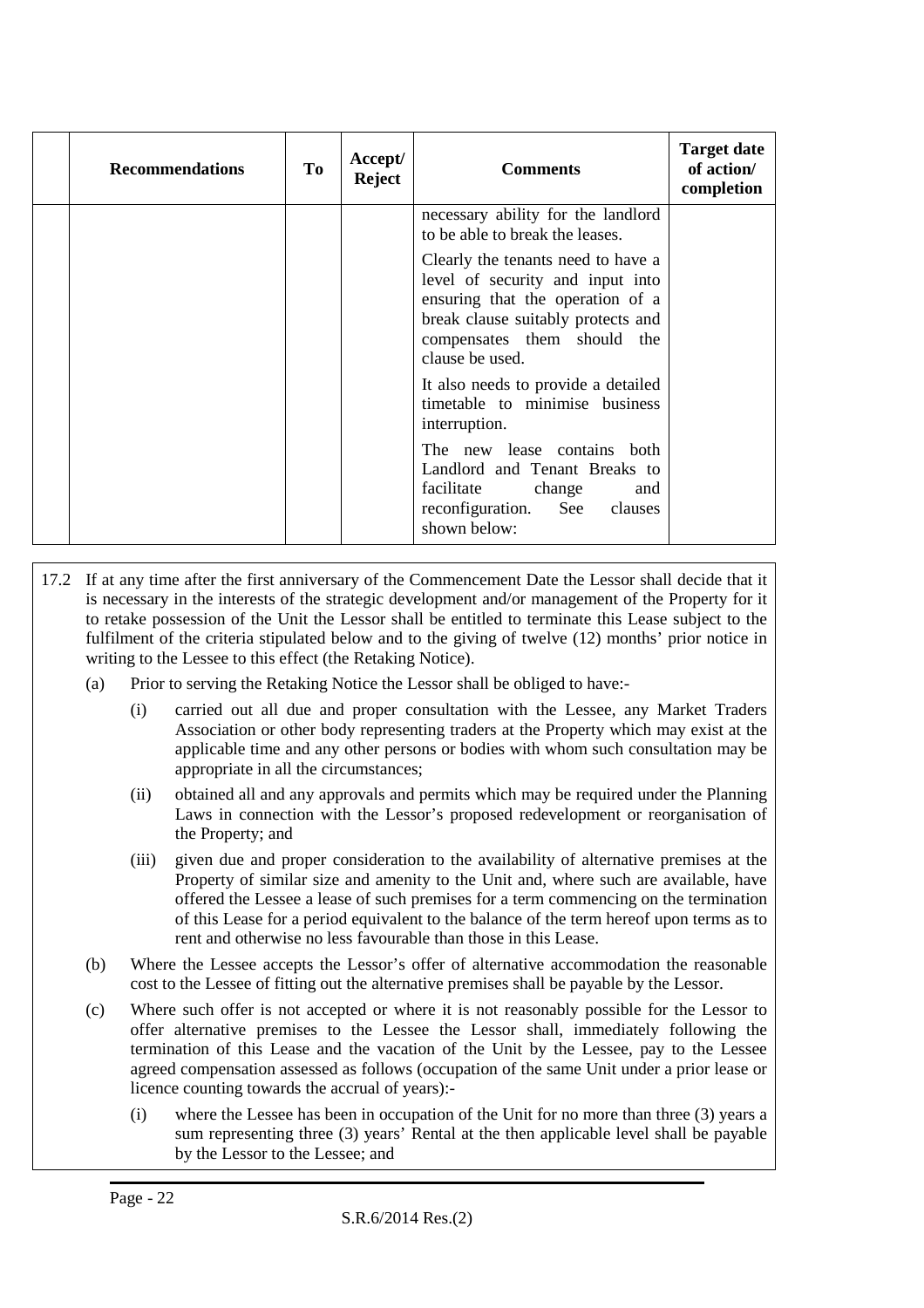| | Recommendations | To | Accept/ Reject | Comments | Target date of action/ completion |
|---|---|---|---|---|---|
| | | | | necessary ability for the landlord to be able to break the leases.<br><br>Clearly the tenants need to have a level of security and input into ensuring that the operation of a break clause suitably protects and compensates them should the clause be used.<br><br>It also needs to provide a detailed timetable to minimise business interruption.<br><br>The new lease contains both Landlord and Tenant Breaks to facilitate change and reconfiguration. See clauses shown below: | |

17.2 If at any time after the first anniversary of the Commencement Date the Lessor shall decide that it is necessary in the interests of the strategic development and/or management of the Property for it to retake possession of the Unit the Lessor shall be entitled to terminate this Lease subject to the fulfilment of the criteria stipulated below and to the giving of twelve (12) months' prior notice in writing to the Lessee to this effect (the Retaking Notice).

(a) Prior to serving the Retaking Notice the Lessor shall be obliged to have:-

(i) carried out all due and proper consultation with the Lessee, any Market Traders Association or other body representing traders at the Property which may exist at the applicable time and any other persons or bodies with whom such consultation may be appropriate in all the circumstances;

(ii) obtained all and any approvals and permits which may be required under the Planning Laws in connection with the Lessor's proposed redevelopment or reorganisation of the Property; and

(iii) given due and proper consideration to the availability of alternative premises at the Property of similar size and amenity to the Unit and, where such are available, have offered the Lessee a lease of such premises for a term commencing on the termination of this Lease for a period equivalent to the balance of the term hereof upon terms as to rent and otherwise no less favourable than those in this Lease.

(b) Where the Lessee accepts the Lessor's offer of alternative accommodation the reasonable cost to the Lessee of fitting out the alternative premises shall be payable by the Lessor.

(c) Where such offer is not accepted or where it is not reasonably possible for the Lessor to offer alternative premises to the Lessee the Lessor shall, immediately following the termination of this Lease and the vacation of the Unit by the Lessee, pay to the Lessee agreed compensation assessed as follows (occupation of the same Unit under a prior lease or licence counting towards the accrual of years):-

(i) where the Lessee has been in occupation of the Unit for no more than three (3) years a sum representing three (3) years' Rental at the then applicable level shall be payable by the Lessor to the Lessee; and

S.R.6/2014 Res.(2)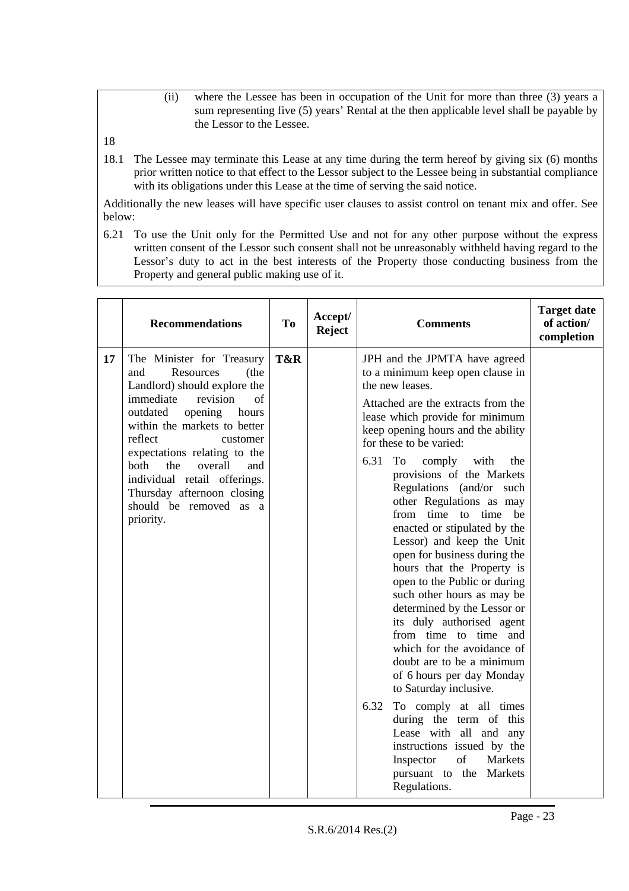(ii) where the Lessee has been in occupation of the Unit for more than three (3) years a sum representing five (5) years' Rental at the then applicable level shall be payable by the Lessor to the Lessee.

18

18.1 The Lessee may terminate this Lease at any time during the term hereof by giving six (6) months prior written notice to that effect to the Lessor subject to the Lessee being in substantial compliance with its obligations under this Lease at the time of serving the said notice.

Additionally the new leases will have specific user clauses to assist control on tenant mix and offer. See below:

6.21 To use the Unit only for the Permitted Use and not for any other purpose without the express written consent of the Lessor such consent shall not be unreasonably withheld having regard to the Lessor's duty to act in the best interests of the Property those conducting business from the Property and general public making use of it.

| | Recommendations | To | Accept/ Reject | Comments | Target date of action/ completion |
|---|---|---|---|---|---|
| 17 | The Minister for Treasury and Resources (the Landlord) should explore the immediate revision of outdated opening hours within the markets to better reflect customer expectations relating to the both the overall and individual retail offerings. Thursday afternoon closing should be removed as a priority. | T&R | | JPH and the JPMTA have agreed to a minimum keep open clause in the new leases.<br><br>Attached are the extracts from the lease which provide for minimum keep opening hours and the ability for these to be varied:<br><br>6.31 To comply with the provisions of the Markets Regulations (and/or such other Regulations as may from time to time be enacted or stipulated by the Lessor) and keep the Unit open for business during the hours that the Property is open to the Public or during such other hours as may be determined by the Lessor or its duly authorised agent from time to time and which for the avoidance of doubt are to be a minimum of 6 hours per day Monday to Saturday inclusive.<br><br>6.32 To comply at all times during the term of this Lease with all and any instructions issued by the Inspector of Markets pursuant to the Markets Regulations. | |

S.R.6/2014 Res.(2)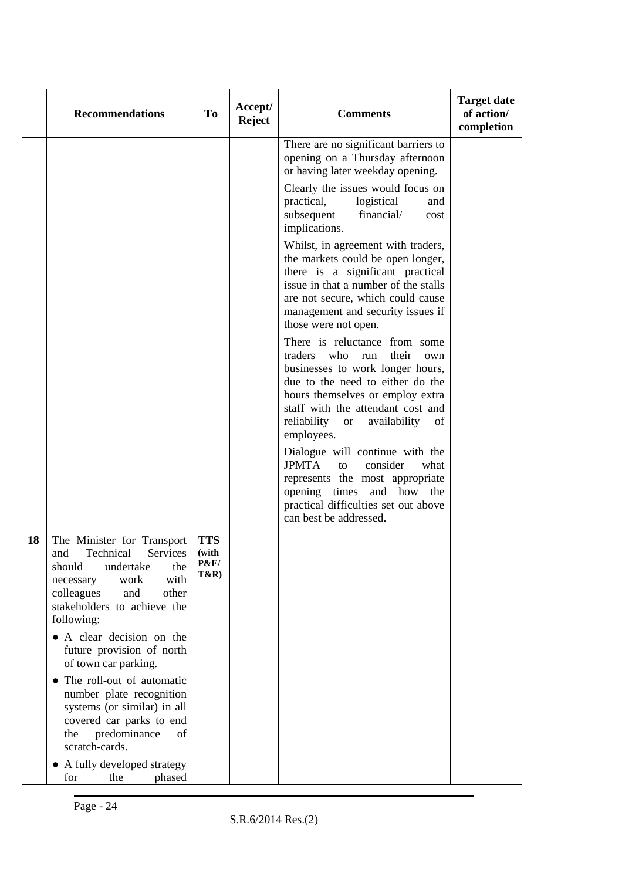| | Recommendations | To | Accept/ Reject | Comments | Target date of action/ completion |
|---|---|---|---|---|---|
| | | | | There are no significant barriers to opening on a Thursday afternoon or having later weekday opening.<br><br>Clearly the issues would focus on practical, logistical and subsequent financial/ cost implications.<br><br>Whilst, in agreement with traders, the markets could be open longer, there is a significant practical issue in that a number of the stalls are not secure, which could cause management and security issues if those were not open.<br><br>There is reluctance from some traders who run their own businesses to work longer hours, due to the need to either do the hours themselves or employ extra staff with the attendant cost and reliability or availability of employees.<br><br>Dialogue will continue with the JPMTA to consider what represents the most appropriate opening times and how the practical difficulties set out above can best be addressed. | |
| **18** | The Minister for Transport and Technical Services should undertake the necessary work with colleagues and other stakeholders to achieve the following:<br><br>• A clear decision on the future provision of north of town car parking.<br><br>• The roll-out of automatic number plate recognition systems (or similar) in all covered car parks to end the predominance of scratch-cards.<br><br>• A fully developed strategy for the phased | **TTS (with P&E/ T&R)** | | | |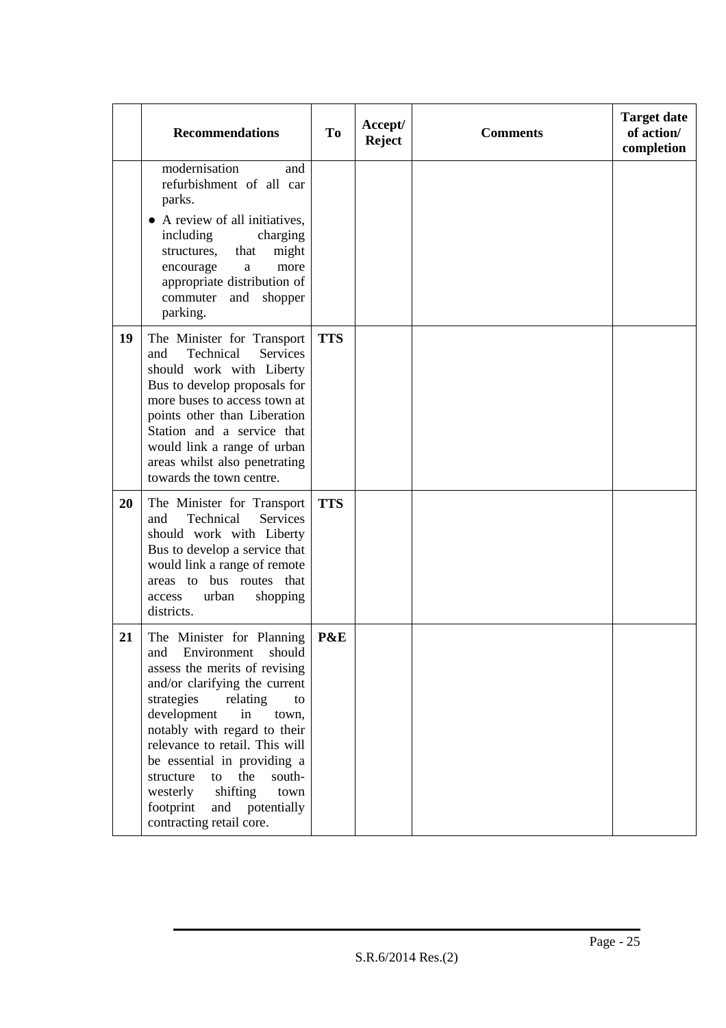| | Recommendations | To | Accept/ Reject | Comments | Target date of action/ completion |
|---|---|---|---|---|---|
| | modernisation and refurbishment of all car parks.<br>● A review of all initiatives, including charging structures, that might encourage a more appropriate distribution of commuter and shopper parking. | | | | |
| **19** | The Minister for Transport and Technical Services should work with Liberty Bus to develop proposals for more buses to access town at points other than Liberation Station and a service that would link a range of urban areas whilst also penetrating towards the town centre. | **TTS** | | | |
| **20** | The Minister for Transport and Technical Services should work with Liberty Bus to develop a service that would link a range of remote areas to bus routes that access urban shopping districts. | **TTS** | | | |
| **21** | The Minister for Planning and Environment should assess the merits of revising and/or clarifying the current strategies relating to development in town, notably with regard to their relevance to retail. This will be essential in providing a structure to the south-westerly shifting town footprint and potentially contracting retail core. | **P&E** | | | |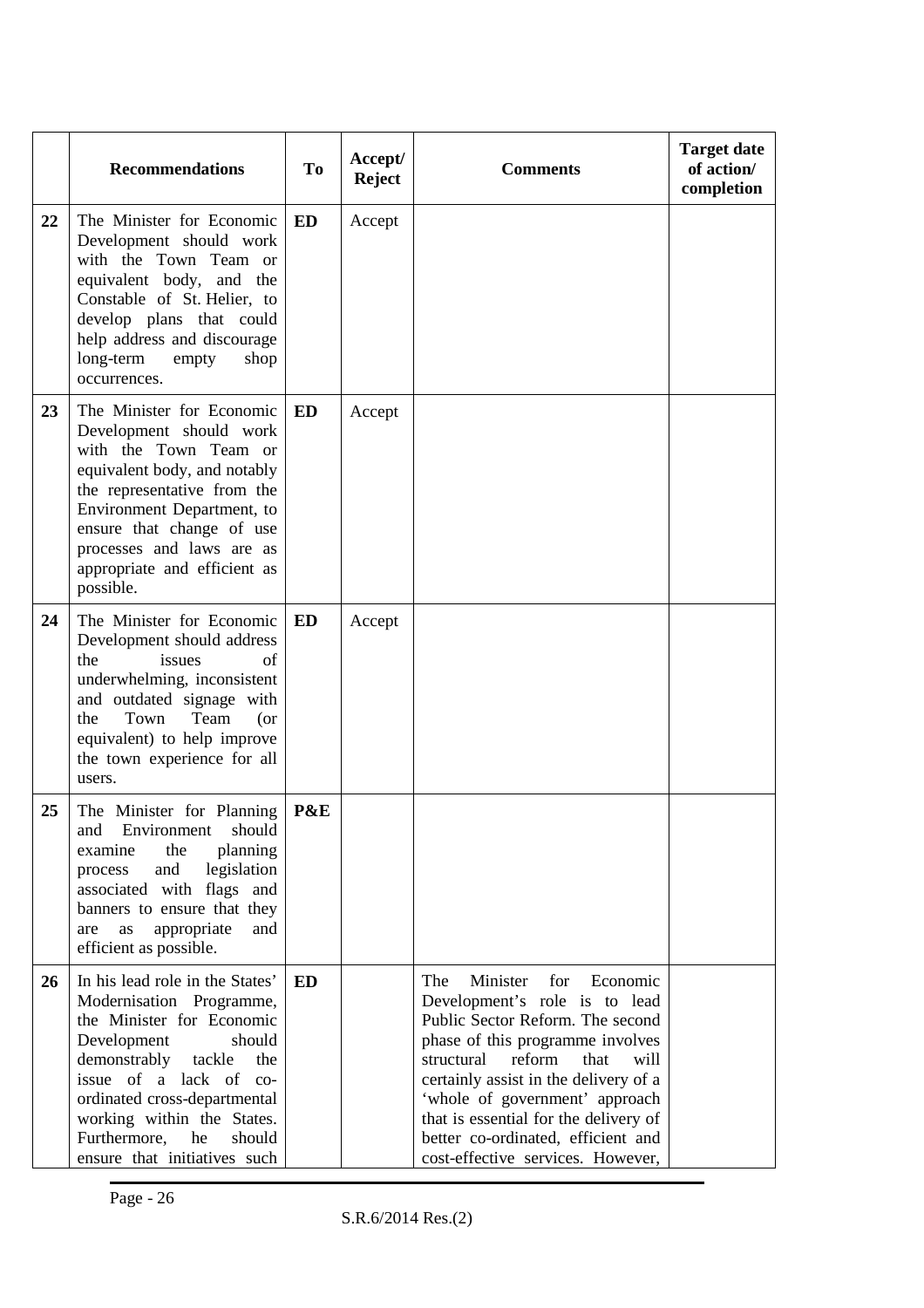|  | Recommendations | To | Accept/ Reject | Comments | Target date of action/ completion |
|---|---|---|---|---|---|
| 22 | The Minister for Economic Development should work with the Town Team or equivalent body, and the Constable of St. Helier, to develop plans that could help address and discourage long-term empty shop occurrences. | ED | Accept |  |  |
| 23 | The Minister for Economic Development should work with the Town Team or equivalent body, and notably the representative from the Environment Department, to ensure that change of use processes and laws are as appropriate and efficient as possible. | ED | Accept |  |  |
| 24 | The Minister for Economic Development should address the issues of underwhelming, inconsistent and outdated signage with the Town Team (or equivalent) to help improve the town experience for all users. | ED | Accept |  |  |
| 25 | The Minister for Planning and Environment should examine the planning process and legislation associated with flags and banners to ensure that they are as appropriate and efficient as possible. | P&E |  |  |  |
| 26 | In his lead role in the States' Modernisation Programme, the Minister for Economic Development should demonstrably tackle the issue of a lack of co-ordinated cross-departmental working within the States. Furthermore, he should ensure that initiatives such | ED |  | The Minister for Economic Development's role is to lead Public Sector Reform. The second phase of this programme involves structural reform that will certainly assist in the delivery of a 'whole of government' approach that is essential for the delivery of better co-ordinated, efficient and cost-effective services. However, |  |

S.R.6/2014 Res.(2)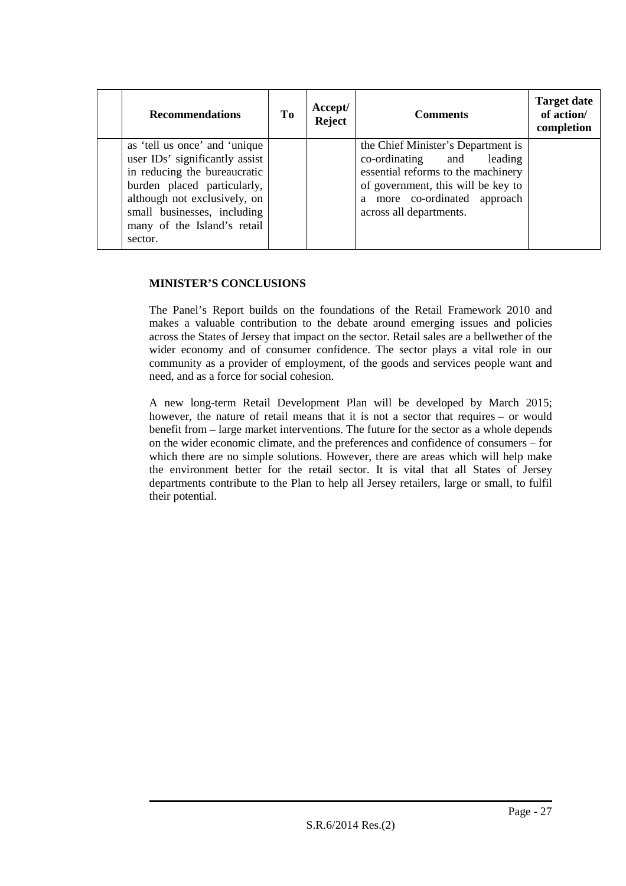| | Recommendations | To | Accept/ Reject | Comments | Target date of action/ completion |
|---|---|---|---|---|---|
| | as 'tell us once' and 'unique user IDs' significantly assist in reducing the bureaucratic burden placed particularly, although not exclusively, on small businesses, including many of the Island's retail sector. | | | the Chief Minister's Department is co-ordinating and leading essential reforms to the machinery of government, this will be key to a more co-ordinated approach across all departments. | |

**MINISTER'S CONCLUSIONS**

The Panel's Report builds on the foundations of the Retail Framework 2010 and makes a valuable contribution to the debate around emerging issues and policies across the States of Jersey that impact on the sector. Retail sales are a bellwether of the wider economy and of consumer confidence. The sector plays a vital role in our community as a provider of employment, of the goods and services people want and need, and as a force for social cohesion.

A new long-term Retail Development Plan will be developed by March 2015; however, the nature of retail means that it is not a sector that requires – or would benefit from – large market interventions. The future for the sector as a whole depends on the wider economic climate, and the preferences and confidence of consumers – for which there are no simple solutions. However, there are areas which will help make the environment better for the retail sector. It is vital that all States of Jersey departments contribute to the Plan to help all Jersey retailers, large or small, to fulfil their potential.